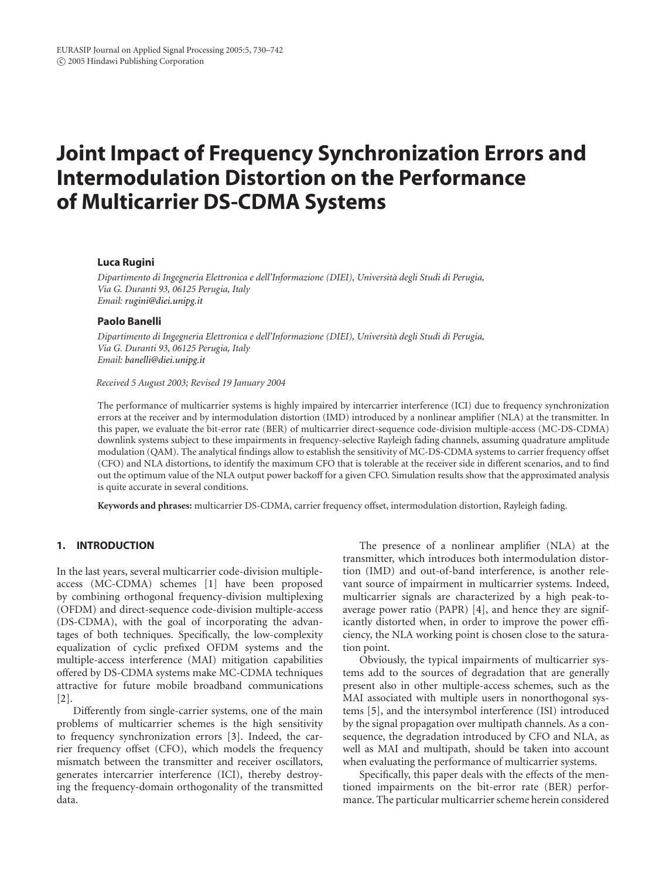# Joint Impact of Frequency Synchronization Errors and Intermodulation Distortion on the Performance of Multicarrier DS-CDMA Systems

**Luca Rugini**

*Dipartimento di Ingegneria Elettronica e dell'Informazione (DIEI), Università degli Studi di Perugia, Via G. Duranti 93, 06125 Perugia, Italy*
*Email: rugini@diei.unipg.it*

**Paolo Banelli**

*Dipartimento di Ingegneria Elettronica e dell'Informazione (DIEI), Università degli Studi di Perugia, Via G. Duranti 93, 06125 Perugia, Italy*
*Email: banelli@diei.unipg.it*

*Received 5 August 2003; Revised 19 January 2004*

The performance of multicarrier systems is highly impaired by intercarrier interference (ICI) due to frequency synchronization errors at the receiver and by intermodulation distortion (IMD) introduced by a nonlinear amplifier (NLA) at the transmitter. In this paper, we evaluate the bit-error rate (BER) of multicarrier direct-sequence code-division multiple-access (MC-DS-CDMA) downlink systems subject to these impairments in frequency-selective Rayleigh fading channels, assuming quadrature amplitude modulation (QAM). The analytical findings allow to establish the sensitivity of MC-DS-CDMA systems to carrier frequency offset (CFO) and NLA distortions, to identify the maximum CFO that is tolerable at the receiver side in different scenarios, and to find out the optimum value of the NLA output power backoff for a given CFO. Simulation results show that the approximated analysis is quite accurate in several conditions.

**Keywords and phrases:** multicarrier DS-CDMA, carrier frequency offset, intermodulation distortion, Rayleigh fading.

## 1. INTRODUCTION

In the last years, several multicarrier code-division multiple-access (MC-CDMA) schemes [1] have been proposed by combining orthogonal frequency-division multiplexing (OFDM) and direct-sequence code-division multiple-access (DS-CDMA), with the goal of incorporating the advantages of both techniques. Specifically, the low-complexity equalization of cyclic prefixed OFDM systems and the multiple-access interference (MAI) mitigation capabilities offered by DS-CDMA systems make MC-CDMA techniques attractive for future mobile broadband communications [2].

Differently from single-carrier systems, one of the main problems of multicarrier schemes is the high sensitivity to frequency synchronization errors [3]. Indeed, the carrier frequency offset (CFO), which models the frequency mismatch between the transmitter and receiver oscillators, generates intercarrier interference (ICI), thereby destroying the frequency-domain orthogonality of the transmitted data.

The presence of a nonlinear amplifier (NLA) at the transmitter, which introduces both intermodulation distortion (IMD) and out-of-band interference, is another relevant source of impairment in multicarrier systems. Indeed, multicarrier signals are characterized by a high peak-to-average power ratio (PAPR) [4], and hence they are significantly distorted when, in order to improve the power efficiency, the NLA working point is chosen close to the saturation point.

Obviously, the typical impairments of multicarrier systems add to the sources of degradation that are generally present also in other multiple-access schemes, such as the MAI associated with multiple users in nonorthogonal systems [5], and the intersymbol interference (ISI) introduced by the signal propagation over multipath channels. As a consequence, the degradation introduced by CFO and NLA, as well as MAI and multipath, should be taken into account when evaluating the performance of multicarrier systems.

Specifically, this paper deals with the effects of the mentioned impairments on the bit-error rate (BER) performance. The particular multicarrier scheme herein considered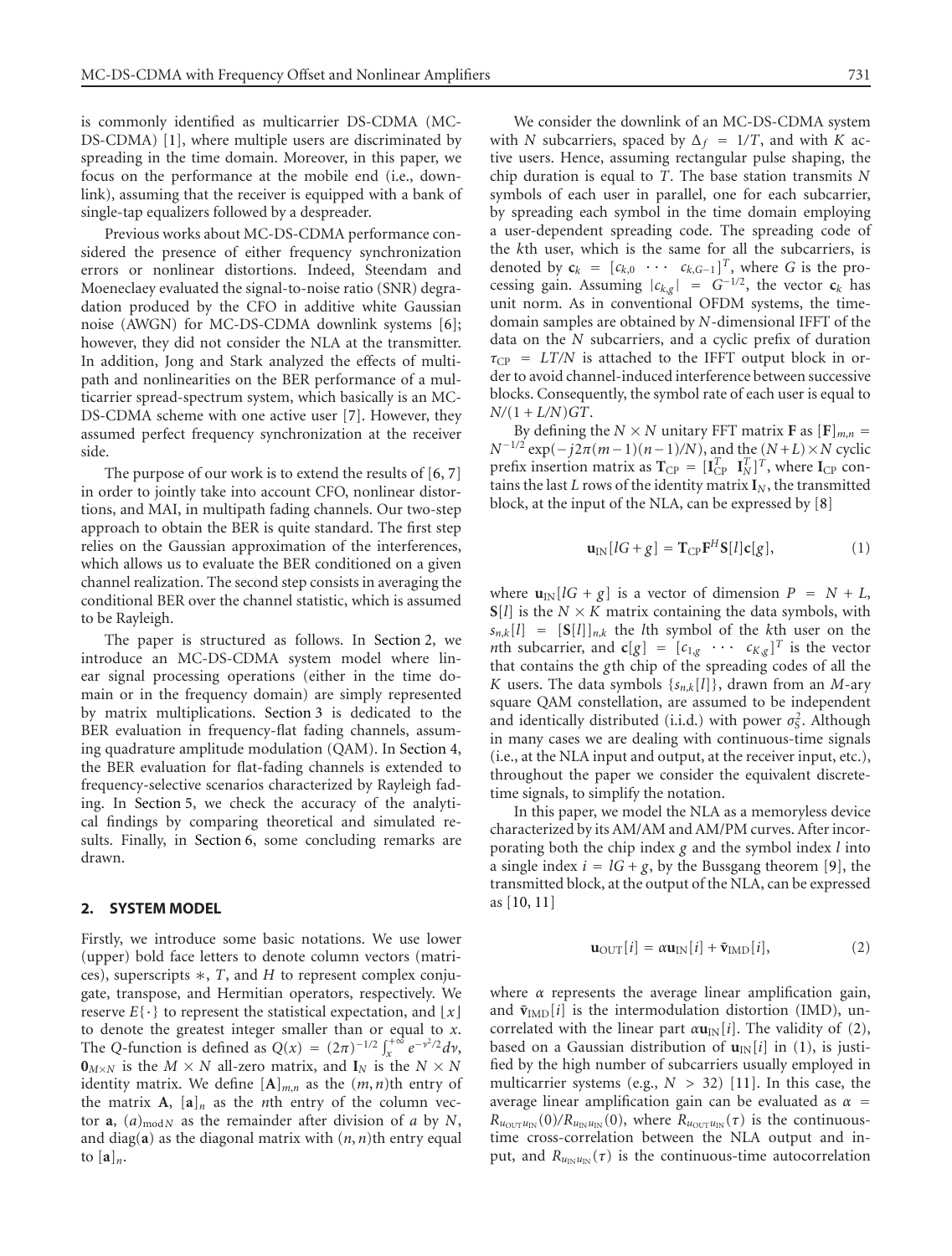is commonly identified as multicarrier DS-CDMA (MC-DS-CDMA) [1], where multiple users are discriminated by spreading in the time domain. Moreover, in this paper, we focus on the performance at the mobile end (i.e., downlink), assuming that the receiver is equipped with a bank of single-tap equalizers followed by a despreader.

Previous works about MC-DS-CDMA performance considered the presence of either frequency synchronization errors or nonlinear distortions. Indeed, Steendam and Moeneclaey evaluated the signal-to-noise ratio (SNR) degradation produced by the CFO in additive white Gaussian noise (AWGN) for MC-DS-CDMA downlink systems [6]; however, they did not consider the NLA at the transmitter. In addition, Jong and Stark analyzed the effects of multipath and nonlinearities on the BER performance of a multicarrier spread-spectrum system, which basically is an MC-DS-CDMA scheme with one active user [7]. However, they assumed perfect frequency synchronization at the receiver side.

The purpose of our work is to extend the results of [6, 7] in order to jointly take into account CFO, nonlinear distortions, and MAI, in multipath fading channels. Our two-step approach to obtain the BER is quite standard. The first step relies on the Gaussian approximation of the interferences, which allows us to evaluate the BER conditioned on a given channel realization. The second step consists in averaging the conditional BER over the channel statistic, which is assumed to be Rayleigh.

The paper is structured as follows. In Section 2, we introduce an MC-DS-CDMA system model where linear signal processing operations (either in the time domain or in the frequency domain) are simply represented by matrix multiplications. Section 3 is dedicated to the BER evaluation in frequency-flat fading channels, assuming quadrature amplitude modulation (QAM). In Section 4, the BER evaluation for flat-fading channels is extended to frequency-selective scenarios characterized by Rayleigh fading. In Section 5, we check the accuracy of the analytical findings by comparing theoretical and simulated results. Finally, in Section 6, some concluding remarks are drawn.

## 2. SYSTEM MODEL

Firstly, we introduce some basic notations. We use lower (upper) bold face letters to denote column vectors (matrices), superscripts $*$, $T$, and $H$ to represent complex conjugate, transpose, and Hermitian operators, respectively. We reserve $E\{\cdot\}$ to represent the statistical expectation, and $\lfloor x \rfloor$ to denote the greatest integer smaller than or equal to $x$. The $Q$-function is defined as $Q(x) = (2\pi)^{-1/2}\int_x^{+\infty} e^{-\nu^2/2}d\nu$, $\mathbf{0}_{M\times N}$ is the $M \times N$ all-zero matrix, and $\mathbf{I}_N$ is the $N \times N$ identity matrix. We define $[\mathbf{A}]_{m,n}$ as the $(m, n)$th entry of the matrix $\mathbf{A}$, $[\mathbf{a}]_n$ as the $n$th entry of the column vector $\mathbf{a}$, $(a)_{\text{mod}\,N}$ as the remainder after division of $a$ by $N$, and $\text{diag}(\mathbf{a})$ as the diagonal matrix with $(n, n)$th entry equal to $[\mathbf{a}]_n$.

We consider the downlink of an MC-DS-CDMA system with $N$ subcarriers, spaced by $\Delta_f = 1/T$, and with $K$ active users. Hence, assuming rectangular pulse shaping, the chip duration is equal to $T$. The base station transmits $N$ symbols of each user in parallel, one for each subcarrier, by spreading each symbol in the time domain employing a user-dependent spreading code. The spreading code of the $k$th user, which is the same for all the subcarriers, is denoted by $\mathbf{c}_k = [c_{k,0} \ \cdots \ c_{k,G-1}]^T$, where $G$ is the processing gain. Assuming $|c_{k,g}| = G^{-1/2}$, the vector $\mathbf{c}_k$ has unit norm. As in conventional OFDM systems, the time-domain samples are obtained by $N$-dimensional IFFT of the data on the $N$ subcarriers, and a cyclic prefix of duration $\tau_{\text{CP}} = LT/N$ is attached to the IFFT output block in order to avoid channel-induced interference between successive blocks. Consequently, the symbol rate of each user is equal to $N/(1 + L/N)GT$.

By defining the $N \times N$ unitary FFT matrix $\mathbf{F}$ as $[\mathbf{F}]_{m,n} = N^{-1/2}\exp(-j2\pi(m-1)(n-1)/N)$, and the $(N+L)\times N$ cyclic prefix insertion matrix as $\mathbf{T}_{\text{CP}} = [\mathbf{I}_{\text{CP}}^T \ \ \mathbf{I}_N^T]^T$, where $\mathbf{I}_{\text{CP}}$ contains the last $L$ rows of the identity matrix $\mathbf{I}_N$, the transmitted block, at the input of the NLA, can be expressed by [8]

$$\mathbf{u}_{\text{IN}}[lG + g] = \mathbf{T}_{\text{CP}}\mathbf{F}^H\mathbf{S}[l]\mathbf{c}[g], \tag{1}$$

where $\mathbf{u}_{\text{IN}}[lG + g]$ is a vector of dimension $P = N + L$, $\mathbf{S}[l]$ is the $N \times K$ matrix containing the data symbols, with $s_{n,k}[l] = [\mathbf{S}[l]]_{n,k}$ the $l$th symbol of the $k$th user on the $n$th subcarrier, and $\mathbf{c}[g] = [c_{1,g} \ \cdots \ c_{K,g}]^T$ is the vector that contains the $g$th chip of the spreading codes of all the $K$ users. The data symbols $\{s_{n,k}[l]\}$, drawn from an $M$-ary square QAM constellation, are assumed to be independent and identically distributed (i.i.d.) with power $\sigma_S^2$. Although in many cases we are dealing with continuous-time signals (i.e., at the NLA input and output, at the receiver input, etc.), throughout the paper we consider the equivalent discrete-time signals, to simplify the notation.

In this paper, we model the NLA as a memoryless device characterized by its AM/AM and AM/PM curves. After incorporating both the chip index $g$ and the symbol index $l$ into a single index $i = lG + g$, by the Bussgang theorem [9], the transmitted block, at the output of the NLA, can be expressed as [10, 11]

$$\mathbf{u}_{\text{OUT}}[i] = \alpha\mathbf{u}_{\text{IN}}[i] + \tilde{\mathbf{v}}_{\text{IMD}}[i], \tag{2}$$

where $\alpha$ represents the average linear amplification gain, and $\tilde{\mathbf{v}}_{\text{IMD}}[i]$ is the intermodulation distortion (IMD), uncorrelated with the linear part $\alpha\mathbf{u}_{\text{IN}}[i]$. The validity of (2), based on a Gaussian distribution of $\mathbf{u}_{\text{IN}}[i]$ in (1), is justified by the high number of subcarriers usually employed in multicarrier systems (e.g., $N > 32$) [11]. In this case, the average linear amplification gain can be evaluated as $\alpha = R_{u_{\text{OUT}}u_{\text{IN}}}(0)/R_{u_{\text{IN}}u_{\text{IN}}}(0)$, where $R_{u_{\text{OUT}}u_{\text{IN}}}(\tau)$ is the continuous-time cross-correlation between the NLA output and input, and $R_{u_{\text{IN}}u_{\text{IN}}}(\tau)$ is the continuous-time autocorrelation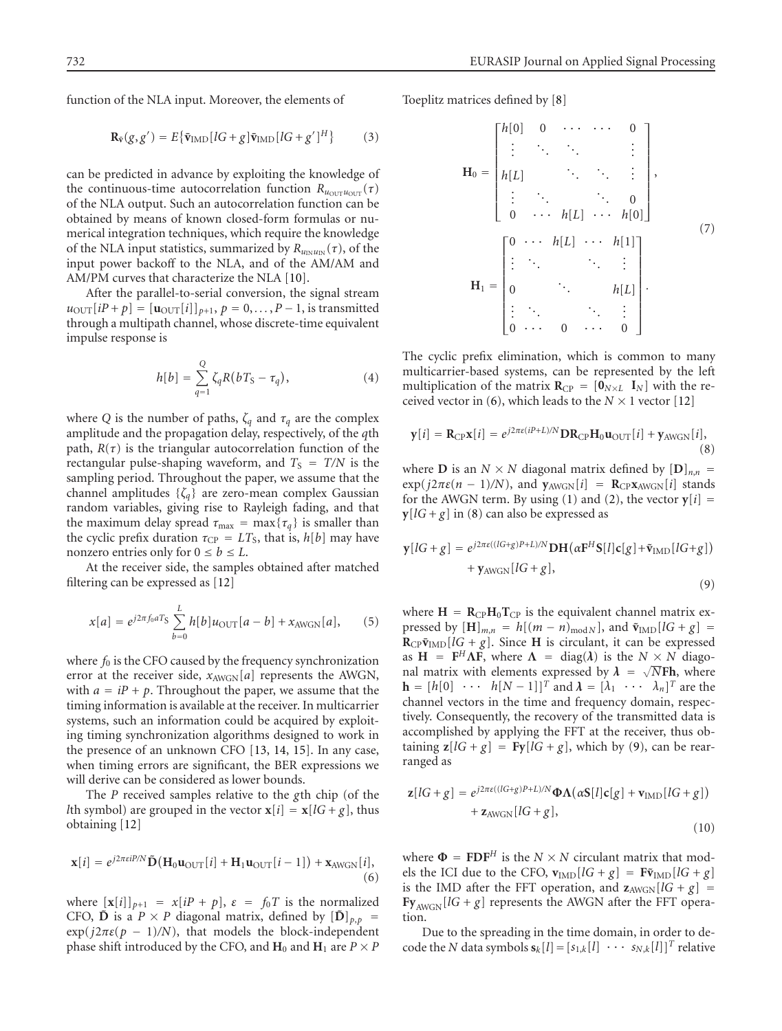function of the NLA input. Moreover, the elements of

$$\mathbf{R}_{\bar{\mathbf{v}}}(g,g') = E\{\bar{\mathbf{v}}_{\text{IMD}}[lG+g]\bar{\mathbf{v}}_{\text{IMD}}[lG+g']^H\} \qquad (3)$$

can be predicted in advance by exploiting the knowledge of the continuous-time autocorrelation function $R_{u_{\text{OUT}}u_{\text{OUT}}}(\tau)$ of the NLA output. Such an autocorrelation function can be obtained by means of known closed-form formulas or numerical integration techniques, which require the knowledge of the NLA input statistics, summarized by $R_{u_{\text{IN}}u_{\text{IN}}}(\tau)$, of the input power backoff to the NLA, and of the AM/AM and AM/PM curves that characterize the NLA [10].

After the parallel-to-serial conversion, the signal stream $u_{\text{OUT}}[iP+p] = [\mathbf{u}_{\text{OUT}}[i]]_{p+1}$, $p = 0,\ldots,P-1$, is transmitted through a multipath channel, whose discrete-time equivalent impulse response is

$$h[b] = \sum_{q=1}^{Q} \zeta_q R(bT_S - \tau_q), \qquad (4)$$

where $Q$ is the number of paths, $\zeta_q$ and $\tau_q$ are the complex amplitude and the propagation delay, respectively, of the $q$th path, $R(\tau)$ is the triangular autocorrelation function of the rectangular pulse-shaping waveform, and $T_S = T/N$ is the sampling period. Throughout the paper, we assume that the channel amplitudes $\{\zeta_q\}$ are zero-mean complex Gaussian random variables, giving rise to Rayleigh fading, and that the maximum delay spread $\tau_{\max} = \max\{\tau_q\}$ is smaller than the cyclic prefix duration $\tau_{\text{CP}} = LT_S$, that is, $h[b]$ may have nonzero entries only for $0 \le b \le L$.

At the receiver side, the samples obtained after matched filtering can be expressed as [12]

$$x[a] = e^{j2\pi f_0 aT_S} \sum_{b=0}^{L} h[b]u_{\text{OUT}}[a-b] + x_{\text{AWGN}}[a], \qquad (5)$$

where $f_0$ is the CFO caused by the frequency synchronization error at the receiver side, $x_{\text{AWGN}}[a]$ represents the AWGN, with $a = iP + p$. Throughout the paper, we assume that the timing information is available at the receiver. In multicarrier systems, such an information could be acquired by exploiting timing synchronization algorithms designed to work in the presence of an unknown CFO [13, 14, 15]. In any case, when timing errors are significant, the BER expressions we will derive can be considered as lower bounds.

The $P$ received samples relative to the $g$th chip (of the $l$th symbol) are grouped in the vector $\mathbf{x}[i] = \mathbf{x}[lG+g]$, thus obtaining [12]

$$\mathbf{x}[i] = e^{j2\pi\varepsilon iP/N}\tilde{\mathbf{D}}\big(\mathbf{H}_0\mathbf{u}_{\text{OUT}}[i] + \mathbf{H}_1\mathbf{u}_{\text{OUT}}[i-1]\big) + \mathbf{x}_{\text{AWGN}}[i], \qquad (6)$$

where $[\mathbf{x}[i]]_{p+1} = x[iP+p]$, $\varepsilon = f_0T$ is the normalized CFO, $\tilde{\mathbf{D}}$ is a $P \times P$ diagonal matrix, defined by $[\tilde{\mathbf{D}}]_{p,p} = \exp(j2\pi\varepsilon(p-1)/N)$, that models the block-independent phase shift introduced by the CFO, and $\mathbf{H}_0$ and $\mathbf{H}_1$ are $P \times P$ Toeplitz matrices defined by [8]

$$\mathbf{H}_0 = \begin{bmatrix} h[0] & 0 & \cdots & \cdots & 0 \\ \vdots & \ddots & \ddots & & \vdots \\ h[L] & & \ddots & \ddots & \vdots \\ \vdots & \ddots & & \ddots & 0 \\ 0 & \cdots & h[L] & \cdots & h[0] \end{bmatrix},$$
$$\mathbf{H}_1 = \begin{bmatrix} 0 & \cdots & h[L] & \cdots & h[1] \\ \vdots & \ddots & & \ddots & \vdots \\ 0 & & \ddots & & h[L] \\ \vdots & \ddots & & \ddots & \vdots \\ 0 & \cdots & 0 & \cdots & 0 \end{bmatrix}. \qquad (7)$$

The cyclic prefix elimination, which is common to many multicarrier-based systems, can be represented by the left multiplication of the matrix $\mathbf{R}_{\text{CP}} = [\mathbf{0}_{N\times L}\ \ \mathbf{I}_N]$ with the received vector in (6), which leads to the $N \times 1$ vector [12]

$$\mathbf{y}[i] = \mathbf{R}_{\text{CP}}\mathbf{x}[i] = e^{j2\pi\varepsilon(iP+L)/N}\mathbf{D}\mathbf{R}_{\text{CP}}\mathbf{H}_0\mathbf{u}_{\text{OUT}}[i] + \mathbf{y}_{\text{AWGN}}[i], \qquad (8)$$

where $\mathbf{D}$ is an $N \times N$ diagonal matrix defined by $[\mathbf{D}]_{n,n} = \exp(j2\pi\varepsilon(n-1)/N)$, and $\mathbf{y}_{\text{AWGN}}[i] = \mathbf{R}_{\text{CP}}\mathbf{x}_{\text{AWGN}}[i]$ stands for the AWGN term. By using (1) and (2), the vector $\mathbf{y}[i] = \mathbf{y}[lG+g]$ in (8) can also be expressed as

$$\mathbf{y}[lG+g] = e^{j2\pi\varepsilon((lG+g)P+L)/N}\mathbf{D}\mathbf{H}\big(\alpha\mathbf{F}^H\mathbf{S}[l]\mathbf{c}[g] + \tilde{\mathbf{v}}_{\text{IMD}}[lG+g]\big) + \mathbf{y}_{\text{AWGN}}[lG+g], \qquad (9)$$

where $\mathbf{H} = \mathbf{R}_{\text{CP}}\mathbf{H}_0\mathbf{T}_{\text{CP}}$ is the equivalent channel matrix expressed by $[\mathbf{H}]_{m,n} = h[(m-n)_{\text{mod}\,N}]$, and $\tilde{\mathbf{v}}_{\text{IMD}}[lG+g] = \mathbf{R}_{\text{CP}}\bar{\mathbf{v}}_{\text{IMD}}[lG+g]$. Since $\mathbf{H}$ is circulant, it can be expressed as $\mathbf{H} = \mathbf{F}^H\mathbf{\Lambda}\mathbf{F}$, where $\mathbf{\Lambda} = \text{diag}(\boldsymbol{\lambda})$ is the $N \times N$ diagonal matrix with elements expressed by $\boldsymbol{\lambda} = \sqrt{N}\mathbf{F}\mathbf{h}$, where $\mathbf{h} = [h[0]\ \cdots\ h[N-1]]^T$ and $\boldsymbol{\lambda} = [\lambda_1\ \cdots\ \lambda_n]^T$ are the channel vectors in the time and frequency domain, respectively. Consequently, the recovery of the transmitted data is accomplished by applying the FFT at the receiver, thus obtaining $\mathbf{z}[lG+g] = \mathbf{F}\mathbf{y}[lG+g]$, which by (9), can be rearranged as

$$\mathbf{z}[lG+g] = e^{j2\pi\varepsilon((lG+g)P+L)/N}\mathbf{\Phi}\mathbf{\Lambda}\big(\alpha\mathbf{S}[l]\mathbf{c}[g] + \mathbf{v}_{\text{IMD}}[lG+g]\big) + \mathbf{z}_{\text{AWGN}}[lG+g], \qquad (10)$$

where $\mathbf{\Phi} = \mathbf{F}\mathbf{D}\mathbf{F}^H$ is the $N \times N$ circulant matrix that models the ICI due to the CFO, $\mathbf{v}_{\text{IMD}}[lG+g] = \mathbf{F}\tilde{\mathbf{v}}_{\text{IMD}}[lG+g]$ is the IMD after the FFT operation, and $\mathbf{z}_{\text{AWGN}}[lG+g] = \mathbf{F}\mathbf{y}_{\text{AWGN}}[lG+g]$ represents the AWGN after the FFT operation.

Due to the spreading in the time domain, in order to decode the $N$ data symbols $\mathbf{s}_k[l] = [s_{1,k}[l]\ \cdots\ s_{N,k}[l]]^T$ relative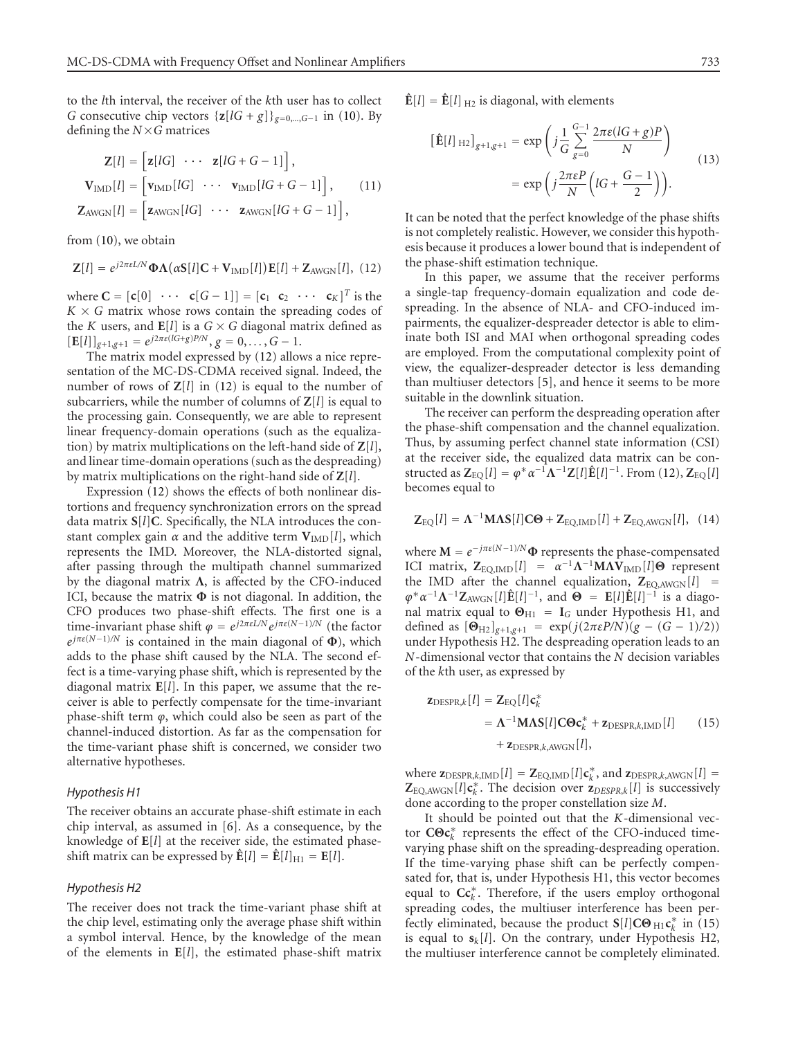to the $l$th interval, the receiver of the $k$th user has to collect $G$ consecutive chip vectors $\{\mathbf{z}[lG+g]\}_{g=0,\ldots,G-1}$ in (10). By defining the $N\times G$ matrices

$$\mathbf{Z}[l] = \Big[\mathbf{z}[lG] \quad \cdots \quad \mathbf{z}[lG+G-1]\Big],$$
$$\mathbf{V}_{\mathrm{IMD}}[l] = \Big[\mathbf{v}_{\mathrm{IMD}}[lG] \quad \cdots \quad \mathbf{v}_{\mathrm{IMD}}[lG+G-1]\Big], \tag{11}$$
$$\mathbf{Z}_{\mathrm{AWGN}}[l] = \Big[\mathbf{z}_{\mathrm{AWGN}}[lG] \quad \cdots \quad \mathbf{z}_{\mathrm{AWGN}}[lG+G-1]\Big],$$

from (10), we obtain

$$\mathbf{Z}[l] = e^{j2\pi\varepsilon L/N}\mathbf{\Phi}\mathbf{\Lambda}\big(\alpha\mathbf{S}[l]\mathbf{C} + \mathbf{V}_{\mathrm{IMD}}[l]\big)\mathbf{E}[l] + \mathbf{Z}_{\mathrm{AWGN}}[l], \tag{12}$$

where $\mathbf{C} = [\mathbf{c}[0] \ \cdots \ \mathbf{c}[G-1]] = [\mathbf{c}_1 \ \mathbf{c}_2 \ \cdots \ \mathbf{c}_K]^T$ is the $K\times G$ matrix whose rows contain the spreading codes of the $K$ users, and $\mathbf{E}[l]$ is a $G\times G$ diagonal matrix defined as $[\mathbf{E}[l]]_{g+1,g+1} = e^{j2\pi\varepsilon(lG+g)P/N}$, $g = 0,\ldots,G-1$.

The matrix model expressed by (12) allows a nice representation of the MC-DS-CDMA received signal. Indeed, the number of rows of $\mathbf{Z}[l]$ in (12) is equal to the number of subcarriers, while the number of columns of $\mathbf{Z}[l]$ is equal to the processing gain. Consequently, we are able to represent linear frequency-domain operations (such as the equalization) by matrix multiplications on the left-hand side of $\mathbf{Z}[l]$, and linear time-domain operations (such as the despreading) by matrix multiplications on the right-hand side of $\mathbf{Z}[l]$.

Expression (12) shows the effects of both nonlinear distortions and frequency synchronization errors on the spread data matrix $\mathbf{S}[l]\mathbf{C}$. Specifically, the NLA introduces the constant complex gain $\alpha$ and the additive term $\mathbf{V}_{\mathrm{IMD}}[l]$, which represents the IMD. Moreover, the NLA-distorted signal, after passing through the multipath channel summarized by the diagonal matrix $\mathbf{\Lambda}$, is affected by the CFO-induced ICI, because the matrix $\mathbf{\Phi}$ is not diagonal. In addition, the CFO produces two phase-shift effects. The first one is a time-invariant phase shift $\varphi = e^{j2\pi\varepsilon L/N}e^{j\pi\varepsilon(N-1)/N}$ (the factor $e^{j\pi\varepsilon(N-1)/N}$ is contained in the main diagonal of $\mathbf{\Phi}$), which adds to the phase shift caused by the NLA. The second effect is a time-varying phase shift, which is represented by the diagonal matrix $\mathbf{E}[l]$. In this paper, we assume that the receiver is able to perfectly compensate for the time-invariant phase-shift term $\varphi$, which could also be seen as part of the channel-induced distortion. As far as the compensation for the time-variant phase shift is concerned, we consider two alternative hypotheses.

### *Hypothesis H1*

The receiver obtains an accurate phase-shift estimate in each chip interval, as assumed in [6]. As a consequence, by the knowledge of $\mathbf{E}[l]$ at the receiver side, the estimated phase-shift matrix can be expressed by $\hat{\mathbf{E}}[l] = \hat{\mathbf{E}}[l]_{\mathrm{H1}} = \mathbf{E}[l]$.

### *Hypothesis H2*

The receiver does not track the time-variant phase shift at the chip level, estimating only the average phase shift within a symbol interval. Hence, by the knowledge of the mean of the elements in $\mathbf{E}[l]$, the estimated phase-shift matrix $\hat{\mathbf{E}}[l] = \hat{\mathbf{E}}[l]_{\mathrm{H2}}$ is diagonal, with elements

$$\begin{aligned}\big[\hat{\mathbf{E}}[l]_{\mathrm{H2}}\big]_{g+1,g+1} &= \exp\left(j\frac{1}{G}\sum_{g=0}^{G-1}\frac{2\pi\varepsilon(lG+g)P}{N}\right)\\ &= \exp\left(j\frac{2\pi\varepsilon P}{N}\left(lG+\frac{G-1}{2}\right)\right).\end{aligned} \tag{13}$$

It can be noted that the perfect knowledge of the phase shifts is not completely realistic. However, we consider this hypothesis because it produces a lower bound that is independent of the phase-shift estimation technique.

In this paper, we assume that the receiver performs a single-tap frequency-domain equalization and code despreading. In the absence of NLA- and CFO-induced impairments, the equalizer-despreader detector is able to eliminate both ISI and MAI when orthogonal spreading codes are employed. From the computational complexity point of view, the equalizer-despreader detector is less demanding than multiuser detectors [5], and hence it seems to be more suitable in the downlink situation.

The receiver can perform the despreading operation after the phase-shift compensation and the channel equalization. Thus, by assuming perfect channel state information (CSI) at the receiver side, the equalized data matrix can be constructed as $\mathbf{Z}_{\mathrm{EQ}}[l] = \varphi^*\alpha^{-1}\mathbf{\Lambda}^{-1}\mathbf{Z}[l]\hat{\mathbf{E}}[l]^{-1}$. From (12), $\mathbf{Z}_{\mathrm{EQ}}[l]$ becomes equal to

$$\mathbf{Z}_{\mathrm{EQ}}[l] = \mathbf{\Lambda}^{-1}\mathbf{M}\mathbf{\Lambda}\mathbf{S}[l]\mathbf{C}\mathbf{\Theta} + \mathbf{Z}_{\mathrm{EQ,IMD}}[l] + \mathbf{Z}_{\mathrm{EQ,AWGN}}[l], \tag{14}$$

where $\mathbf{M} = e^{-j\pi\varepsilon(N-1)/N}\mathbf{\Phi}$ represents the phase-compensated ICI matrix, $\mathbf{Z}_{\mathrm{EQ,IMD}}[l] = \alpha^{-1}\mathbf{\Lambda}^{-1}\mathbf{M}\mathbf{\Lambda}\mathbf{V}_{\mathrm{IMD}}[l]\mathbf{\Theta}$ represent the IMD after the channel equalization, $\mathbf{Z}_{\mathrm{EQ,AWGN}}[l] = \varphi^*\alpha^{-1}\mathbf{\Lambda}^{-1}\mathbf{Z}_{\mathrm{AWGN}}[l]\hat{\mathbf{E}}[l]^{-1}$, and $\mathbf{\Theta} = \mathbf{E}[l]\hat{\mathbf{E}}[l]^{-1}$ is a diagonal matrix equal to $\mathbf{\Theta}_{\mathrm{H1}} = \mathbf{I}_G$ under Hypothesis H1, and defined as $[\mathbf{\Theta}_{\mathrm{H2}}]_{g+1,g+1} = \exp(j(2\pi\varepsilon P/N)(g-(G-1)/2))$ under Hypothesis H2. The despreading operation leads to an $N$-dimensional vector that contains the $N$ decision variables of the $k$th user, as expressed by

$$\begin{aligned}\mathbf{z}_{\mathrm{DESPR},k}[l] &= \mathbf{Z}_{\mathrm{EQ}}[l]\mathbf{c}_k^*\\ &= \mathbf{\Lambda}^{-1}\mathbf{M}\mathbf{\Lambda}\mathbf{S}[l]\mathbf{C}\mathbf{\Theta}\mathbf{c}_k^* + \mathbf{z}_{\mathrm{DESPR},k,\mathrm{IMD}}[l]\\ &\quad + \mathbf{z}_{\mathrm{DESPR},k,\mathrm{AWGN}}[l],\end{aligned} \tag{15}$$

where $\mathbf{z}_{\mathrm{DESPR},k,\mathrm{IMD}}[l] = \mathbf{Z}_{\mathrm{EQ,IMD}}[l]\mathbf{c}_k^*$, and $\mathbf{z}_{\mathrm{DESPR},k,\mathrm{AWGN}}[l] = \mathbf{Z}_{\mathrm{EQ,AWGN}}[l]\mathbf{c}_k^*$. The decision over $\mathbf{z}_{DESPR,k}[l]$ is successively done according to the proper constellation size $M$.

It should be pointed out that the $K$-dimensional vector $\mathbf{C}\mathbf{\Theta}\mathbf{c}_k^*$ represents the effect of the CFO-induced time-varying phase shift on the spreading-despreading operation. If the time-varying phase shift can be perfectly compensated for, that is, under Hypothesis H1, this vector becomes equal to $\mathbf{C}\mathbf{c}_k^*$. Therefore, if the users employ orthogonal spreading codes, the multiuser interference has been perfectly eliminated, because the product $\mathbf{S}[l]\mathbf{C}\mathbf{\Theta}_{\mathrm{H1}}\mathbf{c}_k^*$ in (15) is equal to $\mathbf{s}_k[l]$. On the contrary, under Hypothesis H2, the multiuser interference cannot be completely eliminated.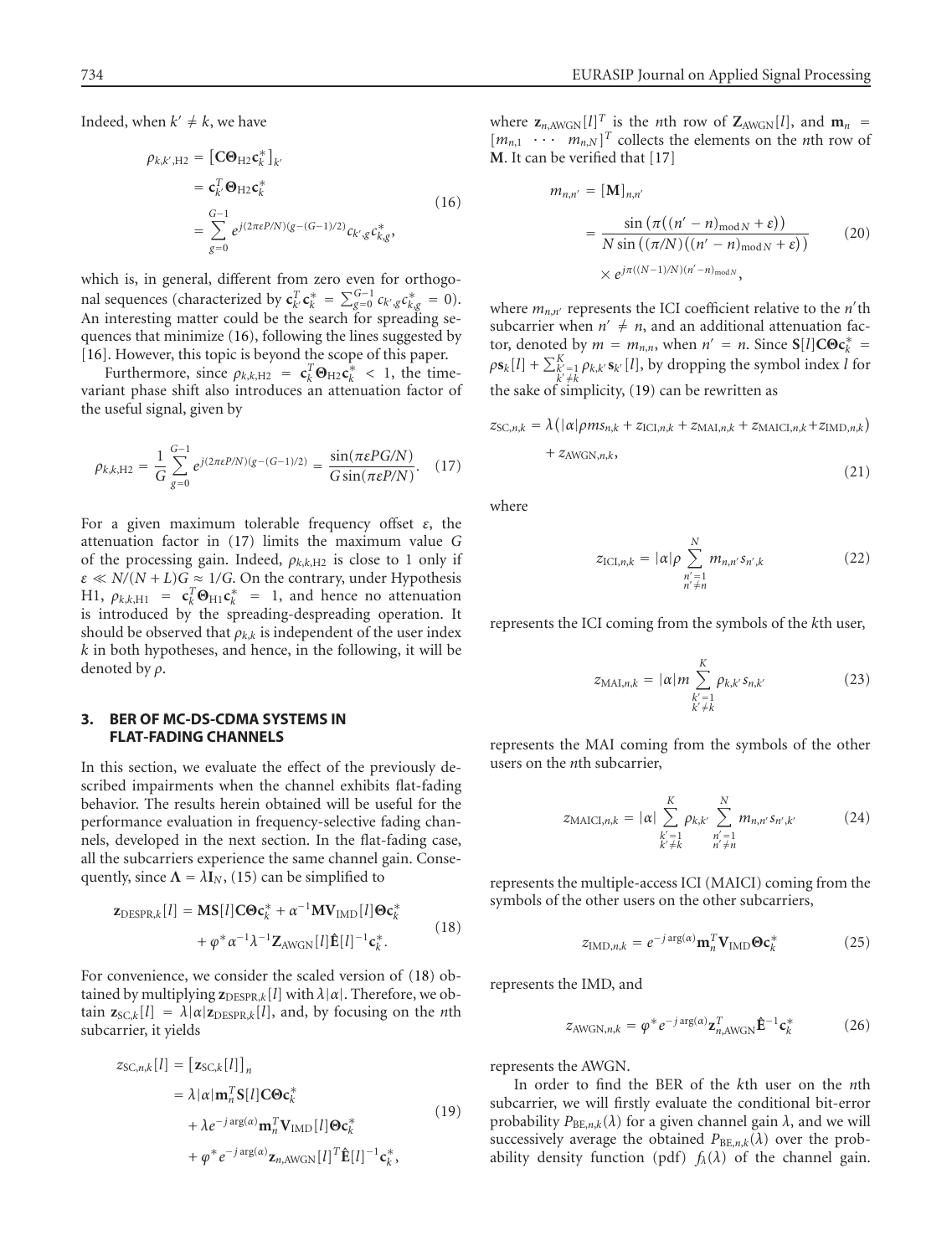Indeed, when $k' \neq k$, we have

$$
\begin{aligned}
\rho_{k,k',\mathrm{H2}} &= \left[\mathbf{C}\boldsymbol{\Theta}_{\mathrm{H2}}\mathbf{c}_k^*\right]_{k'} \\
&= \mathbf{c}_{k'}^T\boldsymbol{\Theta}_{\mathrm{H2}}\mathbf{c}_k^* \\
&= \sum_{g=0}^{G-1} e^{j(2\pi\varepsilon P/N)(g-(G-1)/2)} c_{k',g}c_{k,g}^*,
\end{aligned}
\tag{16}
$$

which is, in general, different from zero even for orthogonal sequences (characterized by $\mathbf{c}_{k'}^T\mathbf{c}_k^* = \sum_{g=0}^{G-1} c_{k',g}c_{k,g}^* = 0$). An interesting matter could be the search for spreading sequences that minimize (16), following the lines suggested by [16]. However, this topic is beyond the scope of this paper.

Furthermore, since $\rho_{k,k,\mathrm{H2}} = \mathbf{c}_k^T\boldsymbol{\Theta}_{\mathrm{H2}}\mathbf{c}_k^* < 1$, the time-variant phase shift also introduces an attenuation factor of the useful signal, given by

$$
\rho_{k,k,\mathrm{H2}} = \frac{1}{G}\sum_{g=0}^{G-1} e^{j(2\pi\varepsilon P/N)(g-(G-1)/2)} = \frac{\sin(\pi\varepsilon PG/N)}{G\sin(\pi\varepsilon P/N)}. \tag{17}
$$

For a given maximum tolerable frequency offset $\varepsilon$, the attenuation factor in (17) limits the maximum value $G$ of the processing gain. Indeed, $\rho_{k,k,\mathrm{H2}}$ is close to 1 only if $\varepsilon \ll N/(N+L)G \approx 1/G$. On the contrary, under Hypothesis H1, $\rho_{k,k,\mathrm{H1}} = \mathbf{c}_k^T\boldsymbol{\Theta}_{\mathrm{H1}}\mathbf{c}_k^* = 1$, and hence no attenuation is introduced by the spreading-despreading operation. It should be observed that $\rho_{k,k}$ is independent of the user index $k$ in both hypotheses, and hence, in the following, it will be denoted by $\rho$.

## 3. BER OF MC-DS-CDMA SYSTEMS IN FLAT-FADING CHANNELS

In this section, we evaluate the effect of the previously described impairments when the channel exhibits flat-fading behavior. The results herein obtained will be useful for the performance evaluation in frequency-selective fading channels, developed in the next section. In the flat-fading case, all the subcarriers experience the same channel gain. Consequently, since $\boldsymbol{\Lambda} = \lambda\mathbf{I}_N$, (15) can be simplified to

$$
\begin{aligned}
\mathbf{z}_{\mathrm{DESPR},k}[l] = {}& \mathbf{M}\mathbf{S}[l]\mathbf{C}\boldsymbol{\Theta}\mathbf{c}_k^* + \alpha^{-1}\mathbf{M}\mathbf{V}_{\mathrm{IMD}}[l]\boldsymbol{\Theta}\mathbf{c}_k^* \\
&+ \varphi^*\alpha^{-1}\lambda^{-1}\mathbf{Z}_{\mathrm{AWGN}}[l]\hat{\mathbf{E}}[l]^{-1}\mathbf{c}_k^*.
\end{aligned}
\tag{18}
$$

For convenience, we consider the scaled version of (18) obtained by multiplying $\mathbf{z}_{\mathrm{DESPR},k}[l]$ with $\lambda|\alpha|$. Therefore, we obtain $\mathbf{z}_{\mathrm{SC},k}[l] = \lambda|\alpha|\mathbf{z}_{\mathrm{DESPR},k}[l]$, and, by focusing on the $n$th subcarrier, it yields

$$
\begin{aligned}
z_{\mathrm{SC},n,k}[l] &= \left[\mathbf{z}_{\mathrm{SC},k}[l]\right]_n \\
&= \lambda|\alpha|\mathbf{m}_n^T\mathbf{S}[l]\mathbf{C}\boldsymbol{\Theta}\mathbf{c}_k^* \\
&\quad + \lambda e^{-j\arg(\alpha)}\mathbf{m}_n^T\mathbf{V}_{\mathrm{IMD}}[l]\boldsymbol{\Theta}\mathbf{c}_k^* \\
&\quad + \varphi^* e^{-j\arg(\alpha)}\mathbf{z}_{n,\mathrm{AWGN}}[l]^T\hat{\mathbf{E}}[l]^{-1}\mathbf{c}_k^*,
\end{aligned}
\tag{19}
$$

where $\mathbf{z}_{n,\mathrm{AWGN}}[l]^T$ is the $n$th row of $\mathbf{Z}_{\mathrm{AWGN}}[l]$, and $\mathbf{m}_n = [m_{n,1} \ \cdots \ m_{n,N}]^T$ collects the elements on the $n$th row of $\mathbf{M}$. It can be verified that [17]

$$
\begin{aligned}
m_{n,n'} &= [\mathbf{M}]_{n,n'} \\
&= \frac{\sin\left(\pi((n'-n)_{\bmod N}+\varepsilon)\right)}{N\sin\left((\pi/N)((n'-n)_{\bmod N}+\varepsilon)\right)} \\
&\quad \times e^{j\pi((N-1)/N)(n'-n)_{\bmod N}},
\end{aligned}
\tag{20}
$$

where $m_{n,n'}$ represents the ICI coefficient relative to the $n'$th subcarrier when $n' \neq n$, and an additional attenuation factor, denoted by $m = m_{n,n}$, when $n' = n$. Since $\mathbf{S}[l]\mathbf{C}\boldsymbol{\Theta}\mathbf{c}_k^* = \rho\mathbf{s}_k[l] + \sum_{k'=1, k'\neq k}^{K}\rho_{k,k'}\mathbf{s}_{k'}[l]$, by dropping the symbol index $l$ for the sake of simplicity, (19) can be rewritten as

$$
\begin{aligned}
z_{\mathrm{SC},n,k} = {}& \lambda\left(|\alpha|\rho m s_{n,k} + z_{\mathrm{ICI},n,k} + z_{\mathrm{MAI},n,k} + z_{\mathrm{MAICI},n,k} + z_{\mathrm{IMD},n,k}\right) \\
&+ z_{\mathrm{AWGN},n,k},
\end{aligned}
\tag{21}
$$

where

$$
z_{\mathrm{ICI},n,k} = |\alpha|\rho\sum_{\substack{n'=1\\ n'\neq n}}^{N} m_{n,n'}s_{n',k} \tag{22}
$$

represents the ICI coming from the symbols of the $k$th user,

$$
z_{\mathrm{MAI},n,k} = |\alpha| m\sum_{\substack{k'=1\\ k'\neq k}}^{K}\rho_{k,k'}s_{n,k'} \tag{23}
$$

represents the MAI coming from the symbols of the other users on the $n$th subcarrier,

$$
z_{\mathrm{MAICI},n,k} = |\alpha|\sum_{\substack{k'=1\\ k'\neq k}}^{K}\rho_{k,k'}\sum_{\substack{n'=1\\ n'\neq n}}^{N} m_{n,n'}s_{n',k'} \tag{24}
$$

represents the multiple-access ICI (MAICI) coming from the symbols of the other users on the other subcarriers,

$$
z_{\mathrm{IMD},n,k} = e^{-j\arg(\alpha)}\mathbf{m}_n^T\mathbf{V}_{\mathrm{IMD}}\boldsymbol{\Theta}\mathbf{c}_k^* \tag{25}
$$

represents the IMD, and

$$
z_{\mathrm{AWGN},n,k} = \varphi^* e^{-j\arg(\alpha)}\mathbf{z}_{n,\mathrm{AWGN}}^T\hat{\mathbf{E}}^{-1}\mathbf{c}_k^* \tag{26}
$$

represents the AWGN.

In order to find the BER of the $k$th user on the $n$th subcarrier, we will firstly evaluate the conditional bit-error probability $P_{\mathrm{BE},n,k}(\lambda)$ for a given channel gain $\lambda$, and we will successively average the obtained $P_{\mathrm{BE},n,k}(\lambda)$ over the probability density function (pdf) $f_\lambda(\lambda)$ of the channel gain.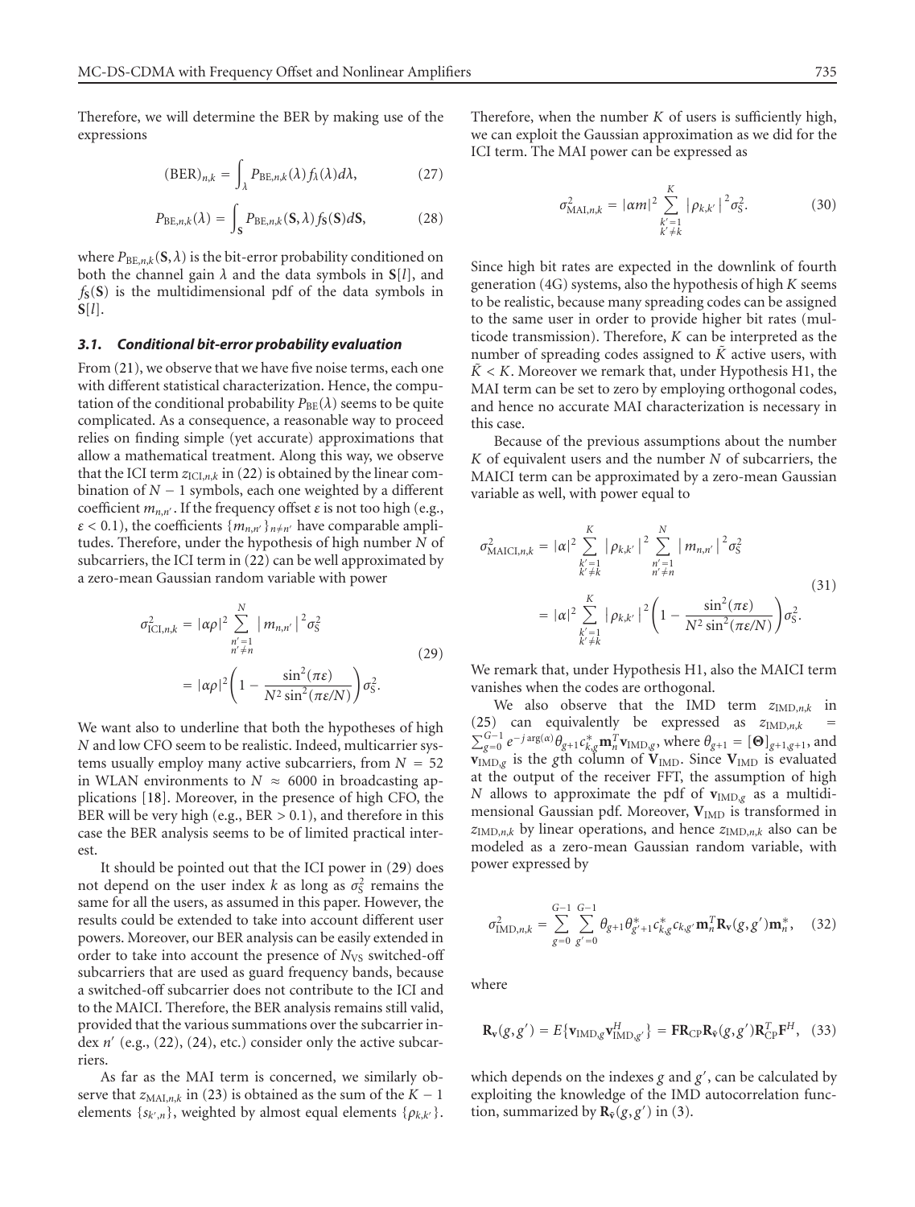Therefore, we will determine the BER by making use of the expressions

$$(\text{BER})_{n,k} = \int_{\lambda} P_{\text{BE},n,k}(\lambda) f_{\lambda}(\lambda) d\lambda, \tag{27}$$

$$P_{\text{BE},n,k}(\lambda) = \int_{\mathbf{S}} P_{\text{BE},n,k}(\mathbf{S}, \lambda) f_{\mathbf{S}}(\mathbf{S}) d\mathbf{S}, \tag{28}$$

where $P_{\text{BE},n,k}(\mathbf{S}, \lambda)$ is the bit-error probability conditioned on both the channel gain $\lambda$ and the data symbols in $\mathbf{S}[l]$, and $f_{\mathbf{S}}(\mathbf{S})$ is the multidimensional pdf of the data symbols in $\mathbf{S}[l]$.

### 3.1. Conditional bit-error probability evaluation

From (21), we observe that we have five noise terms, each one with different statistical characterization. Hence, the computation of the conditional probability $P_{\text{BE}}(\lambda)$ seems to be quite complicated. As a consequence, a reasonable way to proceed relies on finding simple (yet accurate) approximations that allow a mathematical treatment. Along this way, we observe that the ICI term $z_{\text{ICI},n,k}$ in (22) is obtained by the linear combination of $N-1$ symbols, each one weighted by a different coefficient $m_{n,n'}$. If the frequency offset $\varepsilon$ is not too high (e.g., $\varepsilon < 0.1$), the coefficients $\{m_{n,n'}\}_{n \neq n'}$ have comparable amplitudes. Therefore, under the hypothesis of high number $N$ of subcarriers, the ICI term in (22) can be well approximated by a zero-mean Gaussian random variable with power

$$\begin{aligned}
\sigma^2_{\text{ICI},n,k} &= |\alpha\rho|^2 \sum_{\substack{n'=1 \\ n' \neq n}}^{N} |m_{n,n'}|^2 \sigma^2_{\text{S}} \\
&= |\alpha\rho|^2 \left(1 - \frac{\sin^2(\pi\varepsilon)}{N^2 \sin^2(\pi\varepsilon/N)}\right) \sigma^2_{\text{S}}.
\end{aligned} \tag{29}$$

We want also to underline that both the hypotheses of high $N$ and low CFO seem to be realistic. Indeed, multicarrier systems usually employ many active subcarriers, from $N = 52$ in WLAN environments to $N \approx 6000$ in broadcasting applications [18]. Moreover, in the presence of high CFO, the BER will be very high (e.g., BER $> 0.1$), and therefore in this case the BER analysis seems to be of limited practical interest.

It should be pointed out that the ICI power in (29) does not depend on the user index $k$ as long as $\sigma^2_{\text{S}}$ remains the same for all the users, as assumed in this paper. However, the results could be extended to take into account different user powers. Moreover, our BER analysis can be easily extended in order to take into account the presence of $N_{\text{VS}}$ switched-off subcarriers that are used as guard frequency bands, because a switched-off subcarrier does not contribute to the ICI and to the MAICI. Therefore, the BER analysis remains still valid, provided that the various summations over the subcarrier index $n'$ (e.g., (22), (24), etc.) consider only the active subcarriers.

As far as the MAI term is concerned, we similarly observe that $z_{\text{MAI},n,k}$ in (23) is obtained as the sum of the $K-1$ elements $\{s_{k',n}\}$, weighted by almost equal elements $\{\rho_{k,k'}\}$. Therefore, when the number $K$ of users is sufficiently high, we can exploit the Gaussian approximation as we did for the ICI term. The MAI power can be expressed as

$$\sigma^2_{\text{MAI},n,k} = |\alpha m|^2 \sum_{\substack{k'=1 \\ k' \neq k}}^{K} |\rho_{k,k'}|^2 \sigma^2_{\text{S}}. \tag{30}$$

Since high bit rates are expected in the downlink of fourth generation (4G) systems, also the hypothesis of high $K$ seems to be realistic, because many spreading codes can be assigned to the same user in order to provide higher bit rates (multicode transmission). Therefore, $K$ can be interpreted as the number of spreading codes assigned to $\bar{K}$ active users, with $\bar{K} < K$. Moreover we remark that, under Hypothesis H1, the MAI term can be set to zero by employing orthogonal codes, and hence no accurate MAI characterization is necessary in this case.

Because of the previous assumptions about the number $K$ of equivalent users and the number $N$ of subcarriers, the MAICI term can be approximated by a zero-mean Gaussian variable as well, with power equal to

$$\begin{aligned}
\sigma^2_{\text{MAICI},n,k} &= |\alpha|^2 \sum_{\substack{k'=1 \\ k' \neq k}}^{K} |\rho_{k,k'}|^2 \sum_{\substack{n'=1 \\ n' \neq n}}^{N} |m_{n,n'}|^2 \sigma^2_{\text{S}} \\
&= |\alpha|^2 \sum_{\substack{k'=1 \\ k' \neq k}}^{K} |\rho_{k,k'}|^2 \left(1 - \frac{\sin^2(\pi\varepsilon)}{N^2 \sin^2(\pi\varepsilon/N)}\right) \sigma^2_{\text{S}}.
\end{aligned} \tag{31}$$

We remark that, under Hypothesis H1, also the MAICI term vanishes when the codes are orthogonal.

We also observe that the IMD term $z_{\text{IMD},n,k}$ in (25) can equivalently be expressed as $z_{\text{IMD},n,k} = \sum_{g=0}^{G-1} e^{-j\arg(\alpha)} \theta_{g+1} c^*_{k,g} \mathbf{m}_n^T \mathbf{v}_{\text{IMD},g}$, where $\theta_{g+1} = [\mathbf{\Theta}]_{g+1,g+1}$, and $\mathbf{v}_{\text{IMD},g}$ is the $g$th column of $\mathbf{V}_{\text{IMD}}$. Since $\mathbf{V}_{\text{IMD}}$ is evaluated at the output of the receiver FFT, the assumption of high $N$ allows to approximate the pdf of $\mathbf{v}_{\text{IMD},g}$ as a multidimensional Gaussian pdf. Moreover, $\mathbf{V}_{\text{IMD}}$ is transformed in $z_{\text{IMD},n,k}$ by linear operations, and hence $z_{\text{IMD},n,k}$ also can be modeled as a zero-mean Gaussian random variable, with power expressed by

$$\sigma^2_{\text{IMD},n,k} = \sum_{g=0}^{G-1} \sum_{g'=0}^{G-1} \theta_{g+1} \theta^*_{g'+1} c^*_{k,g} c_{k,g'} \mathbf{m}_n^T \mathbf{R}_{\mathbf{v}}(g, g') \mathbf{m}_n^*, \tag{32}$$

where

$$\mathbf{R}_{\mathbf{v}}(g, g') = E\{\mathbf{v}_{\text{IMD},g} \mathbf{v}^H_{\text{IMD},g'}\} = \mathbf{F}\mathbf{R}_{\text{CP}} \mathbf{R}_{\tilde{\mathbf{v}}}(g, g') \mathbf{R}^T_{\text{CP}} \mathbf{F}^H, \tag{33}$$

which depends on the indexes $g$ and $g'$, can be calculated by exploiting the knowledge of the IMD autocorrelation function, summarized by $\mathbf{R}_{\tilde{\mathbf{v}}}(g, g')$ in (3).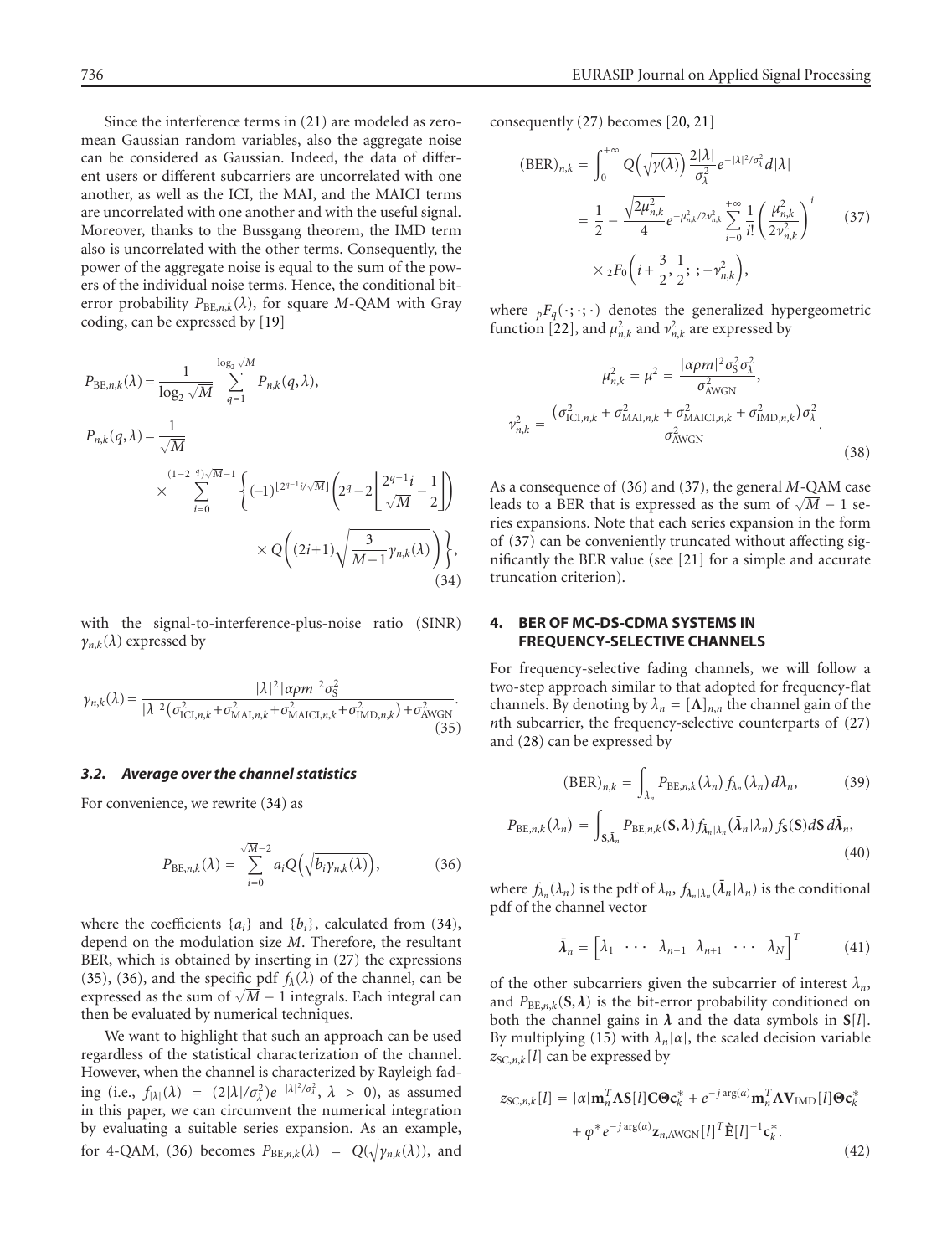Since the interference terms in (21) are modeled as zero-mean Gaussian random variables, also the aggregate noise can be considered as Gaussian. Indeed, the data of different users or different subcarriers are uncorrelated with one another, as well as the ICI, the MAI, and the MAICI terms are uncorrelated with one another and with the useful signal. Moreover, thanks to the Bussgang theorem, the IMD term also is uncorrelated with the other terms. Consequently, the power of the aggregate noise is equal to the sum of the powers of the individual noise terms. Hence, the conditional bit-error probability $P_{\mathrm{BE},n,k}(\lambda)$, for square $M$-QAM with Gray coding, can be expressed by [19]

$$
\begin{aligned}
P_{\mathrm{BE},n,k}(\lambda) &= \frac{1}{\log_2 \sqrt{M}} \sum_{q=1}^{\log_2 \sqrt{M}} P_{n,k}(q,\lambda), \\
P_{n,k}(q,\lambda) &= \frac{1}{\sqrt{M}} \\
&\quad \times \sum_{i=0}^{(1-2^{-q})\sqrt{M}-1} \left\{ (-1)^{\lfloor 2^{q-1} i/\sqrt{M} \rfloor} \left( 2^q - 2 \left\lfloor \frac{2^{q-1} i}{\sqrt{M}} - \frac{1}{2} \right\rfloor \right) \right. \\
&\quad \left. \times Q\left( (2i+1) \sqrt{\frac{3}{M-1} \gamma_{n,k}(\lambda)} \right) \right\},
\end{aligned}
\tag{34}
$$

with the signal-to-interference-plus-noise ratio (SINR) $\gamma_{n,k}(\lambda)$ expressed by

$$
\gamma_{n,k}(\lambda) = \frac{|\lambda|^2 |\alpha\rho m|^2 \sigma_S^2}{|\lambda|^2 \left( \sigma_{\mathrm{ICI},n,k}^2 + \sigma_{\mathrm{MAI},n,k}^2 + \sigma_{\mathrm{MAICI},n,k}^2 + \sigma_{\mathrm{IMD},n,k}^2 \right) + \sigma_{\mathrm{AWGN}}^2}.
\tag{35}
$$

### 3.2. Average over the channel statistics

For convenience, we rewrite (34) as

$$
P_{\mathrm{BE},n,k}(\lambda) = \sum_{i=0}^{\sqrt{M}-2} a_i Q\left( \sqrt{b_i \gamma_{n,k}(\lambda)} \right),
\tag{36}
$$

where the coefficients $\{a_i\}$ and $\{b_i\}$, calculated from (34), depend on the modulation size $M$. Therefore, the resultant BER, which is obtained by inserting in (27) the expressions (35), (36), and the specific pdf $f_\lambda(\lambda)$ of the channel, can be expressed as the sum of $\sqrt{M}-1$ integrals. Each integral can then be evaluated by numerical techniques.

We want to highlight that such an approach can be used regardless of the statistical characterization of the channel. However, when the channel is characterized by Rayleigh fading (i.e., $f_{|\lambda|}(\lambda) = (2|\lambda|/\sigma_\lambda^2) e^{-|\lambda|^2/\sigma_\lambda^2}$, $\lambda > 0$), as assumed in this paper, we can circumvent the numerical integration by evaluating a suitable series expansion. As an example, for 4-QAM, (36) becomes $P_{\mathrm{BE},n,k}(\lambda) = Q(\sqrt{\gamma_{n,k}(\lambda)})$, and consequently (27) becomes [20, 21]

$$
\begin{aligned}
(\mathrm{BER})_{n,k} &= \int_0^{+\infty} Q\left( \sqrt{\gamma(\lambda)} \right) \frac{2|\lambda|}{\sigma_\lambda^2} e^{-|\lambda|^2/\sigma_\lambda^2} d|\lambda| \\
&= \frac{1}{2} - \frac{\sqrt{2\mu_{n,k}^2}}{4} e^{-\mu_{n,k}^2/2\nu_{n,k}^2} \sum_{i=0}^{+\infty} \frac{1}{i!} \left( \frac{\mu_{n,k}^2}{2\nu_{n,k}^2} \right)^i \\
&\quad \times {}_2F_0\left( i + \frac{3}{2}, \frac{1}{2}; ; -\nu_{n,k}^2 \right),
\end{aligned}
\tag{37}
$$

where ${}_pF_q(\cdot;\cdot;\cdot)$ denotes the generalized hypergeometric function [22], and $\mu_{n,k}^2$ and $\nu_{n,k}^2$ are expressed by

$$
\begin{aligned}
\mu_{n,k}^2 &= \mu^2 = \frac{|\alpha\rho m|^2 \sigma_S^2 \sigma_\lambda^2}{\sigma_{\mathrm{AWGN}}^2}, \\
\nu_{n,k}^2 &= \frac{\left( \sigma_{\mathrm{ICI},n,k}^2 + \sigma_{\mathrm{MAI},n,k}^2 + \sigma_{\mathrm{MAICI},n,k}^2 + \sigma_{\mathrm{IMD},n,k}^2 \right) \sigma_\lambda^2}{\sigma_{\mathrm{AWGN}}^2}.
\end{aligned}
\tag{38}
$$

As a consequence of (36) and (37), the general $M$-QAM case leads to a BER that is expressed as the sum of $\sqrt{M}-1$ series expansions. Note that each series expansion in the form of (37) can be conveniently truncated without affecting significantly the BER value (see [21] for a simple and accurate truncation criterion).

## 4. BER OF MC-DS-CDMA SYSTEMS IN FREQUENCY-SELECTIVE CHANNELS

For frequency-selective fading channels, we will follow a two-step approach similar to that adopted for frequency-flat channels. By denoting by $\lambda_n = [\mathbf{\Lambda}]_{n,n}$ the channel gain of the $n$th subcarrier, the frequency-selective counterparts of (27) and (28) can be expressed by

$$
(\mathrm{BER})_{n,k} = \int_{\lambda_n} P_{\mathrm{BE},n,k}(\lambda_n) f_{\lambda_n}(\lambda_n)\, d\lambda_n,
\tag{39}
$$

$$
P_{\mathrm{BE},n,k}(\lambda_n) = \int_{\mathbf{S},\bar{\boldsymbol{\lambda}}_n} P_{\mathrm{BE},n,k}(\mathbf{S},\boldsymbol{\lambda}) f_{\bar{\boldsymbol{\lambda}}_n|\lambda_n}(\bar{\boldsymbol{\lambda}}_n|\lambda_n) f_{\mathbf{S}}(\mathbf{S})\, d\mathbf{S}\, d\bar{\boldsymbol{\lambda}}_n,
\tag{40}
$$

where $f_{\lambda_n}(\lambda_n)$ is the pdf of $\lambda_n$, $f_{\bar{\boldsymbol{\lambda}}_n|\lambda_n}(\bar{\boldsymbol{\lambda}}_n|\lambda_n)$ is the conditional pdf of the channel vector

$$
\bar{\boldsymbol{\lambda}}_n = \begin{bmatrix} \lambda_1 & \cdots & \lambda_{n-1} & \lambda_{n+1} & \cdots & \lambda_N \end{bmatrix}^T
\tag{41}
$$

of the other subcarriers given the subcarrier of interest $\lambda_n$, and $P_{\mathrm{BE},n,k}(\mathbf{S},\boldsymbol{\lambda})$ is the bit-error probability conditioned on both the channel gains in $\boldsymbol{\lambda}$ and the data symbols in $\mathbf{S}[l]$. By multiplying (15) with $\lambda_n|\alpha|$, the scaled decision variable $z_{\mathrm{SC},n,k}[l]$ can be expressed by

$$
\begin{aligned}
z_{\mathrm{SC},n,k}[l] &= |\alpha| \mathbf{m}_n^T \mathbf{\Lambda} \mathbf{S}[l] \mathbf{C} \mathbf{\Theta} \mathbf{c}_k^* + e^{-j\arg(\alpha)} \mathbf{m}_n^T \mathbf{\Lambda} \mathbf{V}_{\mathrm{IMD}}[l] \mathbf{\Theta} \mathbf{c}_k^* \\
&\quad + \varphi^* e^{-j\arg(\alpha)} \mathbf{z}_{n,\mathrm{AWGN}}[l]^T \hat{\mathbf{E}}[l]^{-1} \mathbf{c}_k^*.
\end{aligned}
\tag{42}
$$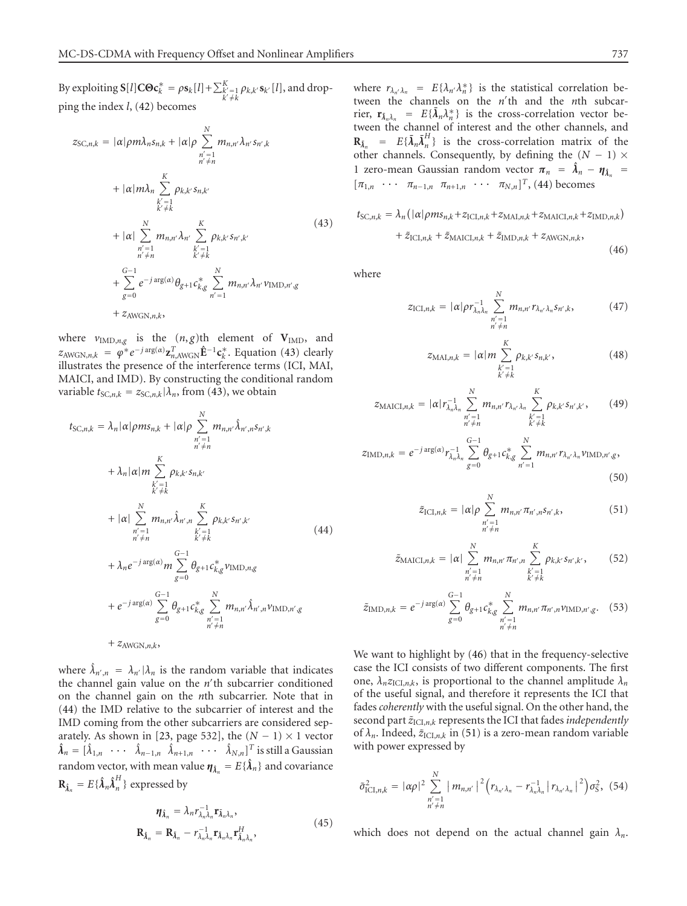By exploiting $\mathbf{S}[l]\mathbf{C}\mathbf{\Theta}\mathbf{c}_k^* = \rho\mathbf{s}_k[l] + \sum_{k'=1, k'\neq k}^{K} \rho_{k,k'}\mathbf{s}_{k'}[l]$, and dropping the index $l$, (42) becomes

$$
\begin{aligned}
z_{\mathrm{SC},n,k} = {} & |\alpha|\rho m\lambda_n s_{n,k} + |\alpha|\rho \sum_{\substack{n'=1\\ n'\neq n}}^{N} m_{n,n'}\lambda_{n'}s_{n',k} \\
& + |\alpha| m\lambda_n \sum_{\substack{k'=1\\ k'\neq k}}^{K} \rho_{k,k'}s_{n,k'} \\
& + |\alpha| \sum_{\substack{n'=1\\ n'\neq n}}^{N} m_{n,n'}\lambda_{n'} \sum_{\substack{k'=1\\ k'\neq k}}^{K} \rho_{k,k'}s_{n',k'} \\
& + \sum_{g=0}^{G-1} e^{-j\arg(\alpha)}\theta_{g+1}c_{k,g}^* \sum_{n'=1}^{N} m_{n,n'}\lambda_{n'}v_{\mathrm{IMD},n',g} \\
& + z_{\mathrm{AWGN},n,k},
\end{aligned}
\tag{43}
$$

where $v_{\mathrm{IMD},n,g}$ is the $(n,g)$th element of $\mathbf{V}_{\mathrm{IMD}}$, and $z_{\mathrm{AWGN},n,k} = \varphi^* e^{-j\arg(\alpha)}\mathbf{z}_{n,\mathrm{AWGN}}^T\hat{\mathbf{E}}^{-1}\mathbf{c}_k^*$. Equation (43) clearly illustrates the presence of the interference terms (ICI, MAI, MAICI, and IMD). By constructing the conditional random variable $t_{\mathrm{SC},n,k} = z_{\mathrm{SC},n,k}|\lambda_n$, from (43), we obtain

$$
\begin{aligned}
t_{\mathrm{SC},n,k} = {} & \lambda_n|\alpha|\rho m s_{n,k} + |\alpha|\rho \sum_{\substack{n'=1\\ n'\neq n}}^{N} m_{n,n'}\hat{\lambda}_{n',n}s_{n',k} \\
& + \lambda_n|\alpha| m \sum_{\substack{k'=1\\ k'\neq k}}^{K} \rho_{k,k'}s_{n,k'} \\
& + |\alpha| \sum_{\substack{n'=1\\ n'\neq n}}^{N} m_{n,n'}\hat{\lambda}_{n',n} \sum_{\substack{k'=1\\ k'\neq k}}^{K} \rho_{k,k'}s_{n',k'} \\
& + \lambda_n e^{-j\arg(\alpha)} m \sum_{g=0}^{G-1} \theta_{g+1}c_{k,g}^* v_{\mathrm{IMD},n,g} \\
& + e^{-j\arg(\alpha)} \sum_{g=0}^{G-1} \theta_{g+1}c_{k,g}^* \sum_{\substack{n'=1\\ n'\neq n}}^{N} m_{n,n'}\hat{\lambda}_{n',n}v_{\mathrm{IMD},n',g} \\
& + z_{\mathrm{AWGN},n,k},
\end{aligned}
\tag{44}
$$

where $\hat{\lambda}_{n',n} = \lambda_{n'}|\lambda_n$ is the random variable that indicates the channel gain value on the $n'$th subcarrier conditioned on the channel gain on the $n$th subcarrier. Note that in (44) the IMD relative to the subcarrier of interest and the IMD coming from the other subcarriers are considered separately. As shown in [23, page 532], the $(N-1)\times 1$ vector $\hat{\boldsymbol{\lambda}}_n = [\hat{\lambda}_{1,n} \ \cdots \ \hat{\lambda}_{n-1,n} \ \hat{\lambda}_{n+1,n} \ \cdots \ \hat{\lambda}_{N,n}]^T$ is still a Gaussian random vector, with mean value $\boldsymbol{\eta}_{\hat{\boldsymbol{\lambda}}_n} = E\{\hat{\boldsymbol{\lambda}}_n\}$ and covariance $\mathbf{R}_{\hat{\boldsymbol{\lambda}}_n} = E\{\hat{\boldsymbol{\lambda}}_n\hat{\boldsymbol{\lambda}}_n^H\}$ expressed by

$$
\begin{aligned}
\boldsymbol{\eta}_{\hat{\boldsymbol{\lambda}}_n} &= \lambda_n r_{\lambda_n\lambda_n}^{-1}\mathbf{r}_{\bar{\boldsymbol{\lambda}}_n\lambda_n}, \\
\mathbf{R}_{\hat{\boldsymbol{\lambda}}_n} &= \mathbf{R}_{\bar{\boldsymbol{\lambda}}_n} - r_{\lambda_n\lambda_n}^{-1}\mathbf{r}_{\bar{\boldsymbol{\lambda}}_n\lambda_n}\mathbf{r}_{\bar{\boldsymbol{\lambda}}_n\lambda_n}^H,
\end{aligned}
\tag{45}
$$

where $r_{\lambda_{n'}\lambda_n} = E\{\lambda_{n'}\lambda_n^*\}$ is the statistical correlation between the channels on the $n'$th and the $n$th subcarrier, $\mathbf{r}_{\bar{\boldsymbol{\lambda}}_n\lambda_n} = E\{\bar{\boldsymbol{\lambda}}_n\lambda_n^*\}$ is the cross-correlation vector between the channel of interest and the other channels, and $\mathbf{R}_{\bar{\boldsymbol{\lambda}}_n} = E\{\bar{\boldsymbol{\lambda}}_n\bar{\boldsymbol{\lambda}}_n^H\}$ is the cross-correlation matrix of the other channels. Consequently, by defining the $(N-1)\times 1$ zero-mean Gaussian random vector $\boldsymbol{\pi}_n = \hat{\boldsymbol{\lambda}}_n - \boldsymbol{\eta}_{\hat{\boldsymbol{\lambda}}_n} = [\pi_{1,n} \ \cdots \ \pi_{n-1,n} \ \pi_{n+1,n} \ \cdots \ \pi_{N,n}]^T$, (44) becomes

$$
\begin{aligned}
t_{\mathrm{SC},n,k} = {} & \lambda_n\left(|\alpha|\rho m s_{n,k} + z_{\mathrm{ICI},n,k} + z_{\mathrm{MAI},n,k} + z_{\mathrm{MAICI},n,k} + z_{\mathrm{IMD},n,k}\right) \\
& + \tilde{z}_{\mathrm{ICI},n,k} + \tilde{z}_{\mathrm{MAICI},n,k} + \tilde{z}_{\mathrm{IMD},n,k} + z_{\mathrm{AWGN},n,k},
\end{aligned}
\tag{46}
$$

where

$$
z_{\mathrm{ICI},n,k} = |\alpha|\rho r_{\lambda_n\lambda_n}^{-1} \sum_{\substack{n'=1\\ n'\neq n}}^{N} m_{n,n'}r_{\lambda_{n'}\lambda_n}s_{n',k}, \tag{47}
$$

$$
z_{\mathrm{MAI},n,k} = |\alpha| m \sum_{\substack{k'=1\\ k'\neq k}}^{K} \rho_{k,k'}s_{n,k'}, \tag{48}
$$

$$
z_{\mathrm{MAICI},n,k} = |\alpha| r_{\lambda_n\lambda_n}^{-1} \sum_{\substack{n'=1\\ n'\neq n}}^{N} m_{n,n'}r_{\lambda_{n'}\lambda_n} \sum_{\substack{k'=1\\ k'\neq k}}^{K} \rho_{k,k'}s_{n',k'}, \tag{49}
$$

$$
z_{\mathrm{IMD},n,k} = e^{-j\arg(\alpha)} r_{\lambda_n\lambda_n}^{-1} \sum_{g=0}^{G-1} \theta_{g+1}c_{k,g}^* \sum_{n'=1}^{N} m_{n,n'}r_{\lambda_{n'}\lambda_n}v_{\mathrm{IMD},n',g}, \tag{50}
$$

$$
\tilde{z}_{\mathrm{ICI},n,k} = |\alpha|\rho \sum_{\substack{n'=1\\ n'\neq n}}^{N} m_{n,n'}\pi_{n',n}s_{n',k}, \tag{51}
$$

$$
\tilde{z}_{\mathrm{MAICI},n,k} = |\alpha| \sum_{\substack{n'=1\\ n'\neq n}}^{N} m_{n,n'}\pi_{n',n} \sum_{\substack{k'=1\\ k'\neq k}}^{K} \rho_{k,k'}s_{n',k'}, \tag{52}
$$

$$
\tilde{z}_{\mathrm{IMD},n,k} = e^{-j\arg(\alpha)} \sum_{g=0}^{G-1} \theta_{g+1}c_{k,g}^* \sum_{\substack{n'=1\\ n'\neq n}}^{N} m_{n,n'}\pi_{n',n}v_{\mathrm{IMD},n',g}. \tag{53}
$$

We want to highlight by (46) that in the frequency-selective case the ICI consists of two different components. The first one, $\lambda_n z_{\mathrm{ICI},n,k}$, is proportional to the channel amplitude $\lambda_n$ of the useful signal, and therefore it represents the ICI that fades *coherently* with the useful signal. On the other hand, the second part $\tilde{z}_{\mathrm{ICI},n,k}$ represents the ICI that fades *independently* of $\lambda_n$. Indeed, $\tilde{z}_{\mathrm{ICI},n,k}$ in (51) is a zero-mean random variable with power expressed by

$$
\tilde{\sigma}_{\mathrm{ICI},n,k}^2 = |\alpha\rho|^2 \sum_{\substack{n'=1\\ n'\neq n}}^{N} \left|m_{n,n'}\right|^2 \left(r_{\lambda_{n'}\lambda_n} - r_{\lambda_n\lambda_n}^{-1}\left|r_{\lambda_{n'}\lambda_n}\right|^2\right)\sigma_S^2, \tag{54}
$$

which does not depend on the actual channel gain $\lambda_n$.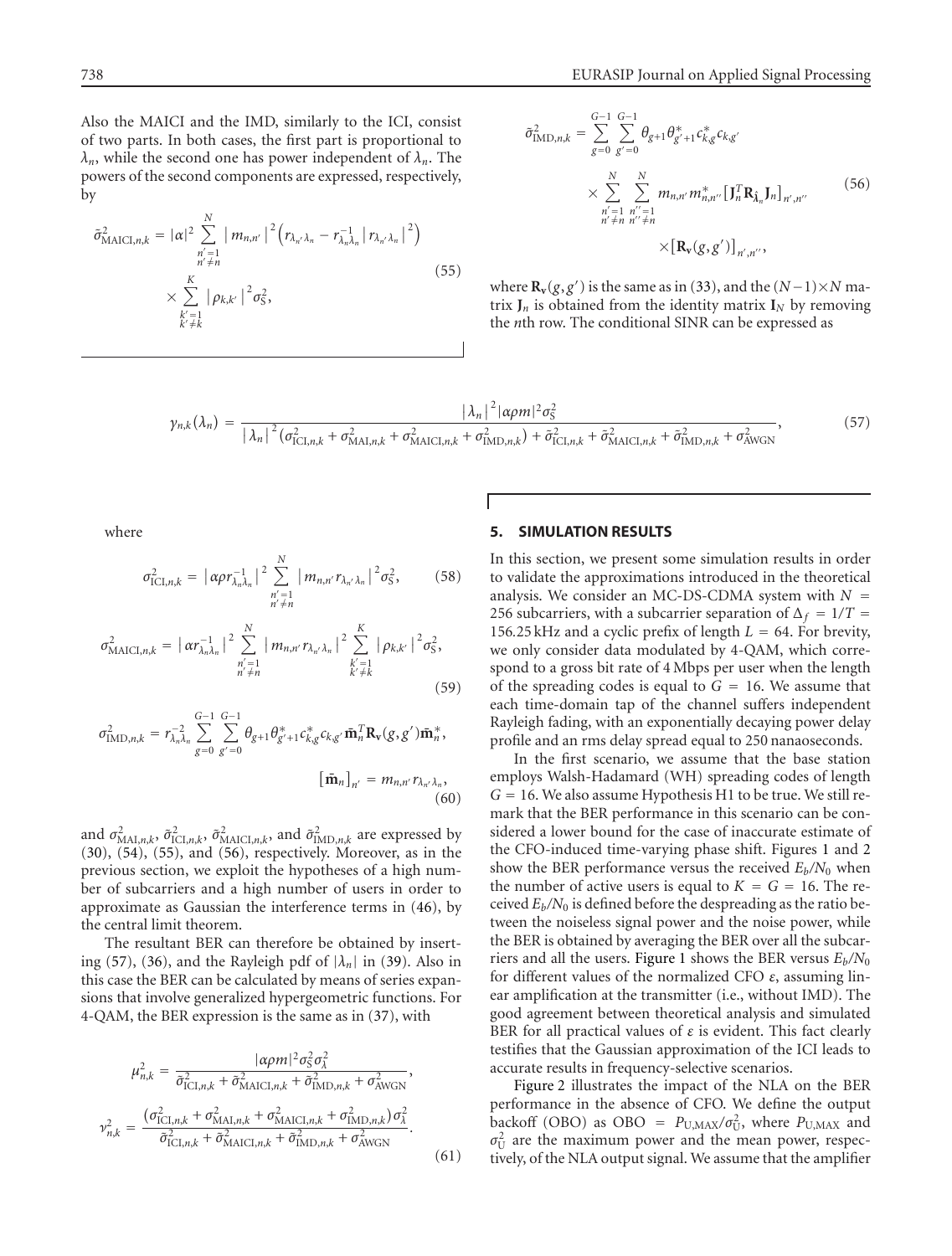Also the MAICI and the IMD, similarly to the ICI, consist of two parts. In both cases, the first part is proportional to $\lambda_n$, while the second one has power independent of $\lambda_n$. The powers of the second components are expressed, respectively, by

$$\tilde{\sigma}^2_{\text{MAICI},n,k} = |\alpha|^2 \sum_{\substack{n'=1 \\ n' \neq n}}^{N} \left| m_{n,n'} \right|^2 \left( r_{\lambda_{n'}\lambda_n} - r^{-1}_{\lambda_n\lambda_n} \left| r_{\lambda_{n'}\lambda_n} \right|^2 \right) \times \sum_{\substack{k'=1 \\ k' \neq k}}^{K} \left| \rho_{k,k'} \right|^2 \sigma_S^2, \tag{55}$$

$$\tilde{\sigma}^2_{\text{IMD},n,k} = \sum_{g=0}^{G-1} \sum_{g'=0}^{G-1} \theta_{g+1} \theta^*_{g'+1} c^*_{k,g} c_{k,g'} \times \sum_{\substack{n'=1 \\ n' \neq n}}^{N} \sum_{\substack{n''=1 \\ n'' \neq n}}^{N} m_{n,n'} m^*_{n,n''} \left[ \mathbf{J}_n^T \mathbf{R}_{\hat{\boldsymbol{\lambda}}_n} \mathbf{J}_n \right]_{n',n''} \times \left[ \mathbf{R}_{\mathbf{v}}(g,g') \right]_{n',n''}, \tag{56}$$

where $\mathbf{R}_{\mathbf{v}}(g,g')$ is the same as in (33), and the $(N-1)\times N$ matrix $\mathbf{J}_n$ is obtained from the identity matrix $\mathbf{I}_N$ by removing the $n$th row. The conditional SINR can be expressed as

$$\gamma_{n,k}(\lambda_n) = \frac{\left|\lambda_n\right|^2 |\alpha\rho m|^2 \sigma_S^2}{\left|\lambda_n\right|^2 \left( \sigma^2_{\text{ICI},n,k} + \sigma^2_{\text{MAI},n,k} + \sigma^2_{\text{MAICI},n,k} + \sigma^2_{\text{IMD},n,k} \right) + \tilde{\sigma}^2_{\text{ICI},n,k} + \tilde{\sigma}^2_{\text{MAICI},n,k} + \tilde{\sigma}^2_{\text{IMD},n,k} + \sigma^2_{\text{AWGN}}}, \tag{57}$$

where

$$\sigma^2_{\text{ICI},n,k} = \left| \alpha\rho r^{-1}_{\lambda_n\lambda_n} \right|^2 \sum_{\substack{n'=1 \\ n' \neq n}}^{N} \left| m_{n,n'} r_{\lambda_{n'}\lambda_n} \right|^2 \sigma_S^2, \tag{58}$$

$$\sigma^2_{\text{MAICI},n,k} = \left| \alpha r^{-1}_{\lambda_n\lambda_n} \right|^2 \sum_{\substack{n'=1 \\ n' \neq n}}^{N} \left| m_{n,n'} r_{\lambda_{n'}\lambda_n} \right|^2 \sum_{\substack{k'=1 \\ k' \neq k}}^{K} \left| \rho_{k,k'} \right|^2 \sigma_S^2, \tag{59}$$

$$\sigma^2_{\text{IMD},n,k} = r^{-2}_{\lambda_n\lambda_n} \sum_{g=0}^{G-1} \sum_{g'=0}^{G-1} \theta_{g+1} \theta^*_{g'+1} c^*_{k,g} c_{k,g'} \bar{\mathbf{m}}_n^T \mathbf{R}_{\mathbf{v}}(g,g') \bar{\mathbf{m}}_n^*, \quad \left[ \bar{\mathbf{m}}_n \right]_{n'} = m_{n,n'} r_{\lambda_{n'}\lambda_n}, \tag{60}$$

and $\sigma^2_{\text{MAI},n,k}$, $\tilde{\sigma}^2_{\text{ICI},n,k}$, $\tilde{\sigma}^2_{\text{MAICI},n,k}$, and $\tilde{\sigma}^2_{\text{IMD},n,k}$ are expressed by (30), (54), (55), and (56), respectively. Moreover, as in the previous section, we exploit the hypotheses of a high number of subcarriers and a high number of users in order to approximate as Gaussian the interference terms in (46), by the central limit theorem.

The resultant BER can therefore be obtained by inserting (57), (36), and the Rayleigh pdf of $|\lambda_n|$ in (39). Also in this case the BER can be calculated by means of series expansions that involve generalized hypergeometric functions. For 4-QAM, the BER expression is the same as in (37), with

$$\mu^2_{n,k} = \frac{|\alpha\rho m|^2 \sigma_S^2 \sigma_\lambda^2}{\tilde{\sigma}^2_{\text{ICI},n,k} + \tilde{\sigma}^2_{\text{MAICI},n,k} + \tilde{\sigma}^2_{\text{IMD},n,k} + \sigma^2_{\text{AWGN}}},$$

$$\nu^2_{n,k} = \frac{\left( \sigma^2_{\text{ICI},n,k} + \sigma^2_{\text{MAI},n,k} + \sigma^2_{\text{MAICI},n,k} + \sigma^2_{\text{IMD},n,k} \right) \sigma_\lambda^2}{\tilde{\sigma}^2_{\text{ICI},n,k} + \tilde{\sigma}^2_{\text{MAICI},n,k} + \tilde{\sigma}^2_{\text{IMD},n,k} + \sigma^2_{\text{AWGN}}}. \tag{61}$$

## 5. SIMULATION RESULTS

In this section, we present some simulation results in order to validate the approximations introduced in the theoretical analysis. We consider an MC-DS-CDMA system with $N = 256$ subcarriers, with a subcarrier separation of $\Delta_f = 1/T = 156.25$ kHz and a cyclic prefix of length $L = 64$. For brevity, we only consider data modulated by 4-QAM, which correspond to a gross bit rate of 4 Mbps per user when the length of the spreading codes is equal to $G = 16$. We assume that each time-domain tap of the channel suffers independent Rayleigh fading, with an exponentially decaying power delay profile and an rms delay spread equal to 250 nanaoseconds.

In the first scenario, we assume that the base station employs Walsh-Hadamard (WH) spreading codes of length $G = 16$. We also assume Hypothesis H1 to be true. We still remark that the BER performance in this scenario can be considered a lower bound for the case of inaccurate estimate of the CFO-induced time-varying phase shift. Figures 1 and 2 show the BER performance versus the received $E_b/N_0$ when the number of active users is equal to $K = G = 16$. The received $E_b/N_0$ is defined before the despreading as the ratio between the noiseless signal power and the noise power, while the BER is obtained by averaging the BER over all the subcarriers and all the users. Figure 1 shows the BER versus $E_b/N_0$ for different values of the normalized CFO $\varepsilon$, assuming linear amplification at the transmitter (i.e., without IMD). The good agreement between theoretical analysis and simulated BER for all practical values of $\varepsilon$ is evident. This fact clearly testifies that the Gaussian approximation of the ICI leads to accurate results in frequency-selective scenarios.

Figure 2 illustrates the impact of the NLA on the BER performance in the absence of CFO. We define the output backoff (OBO) as $\text{OBO} = P_{\text{U,MAX}}/\sigma_{\text{U}}^2$, where $P_{\text{U,MAX}}$ and $\sigma_{\text{U}}^2$ are the maximum power and the mean power, respectively, of the NLA output signal. We assume that the amplifier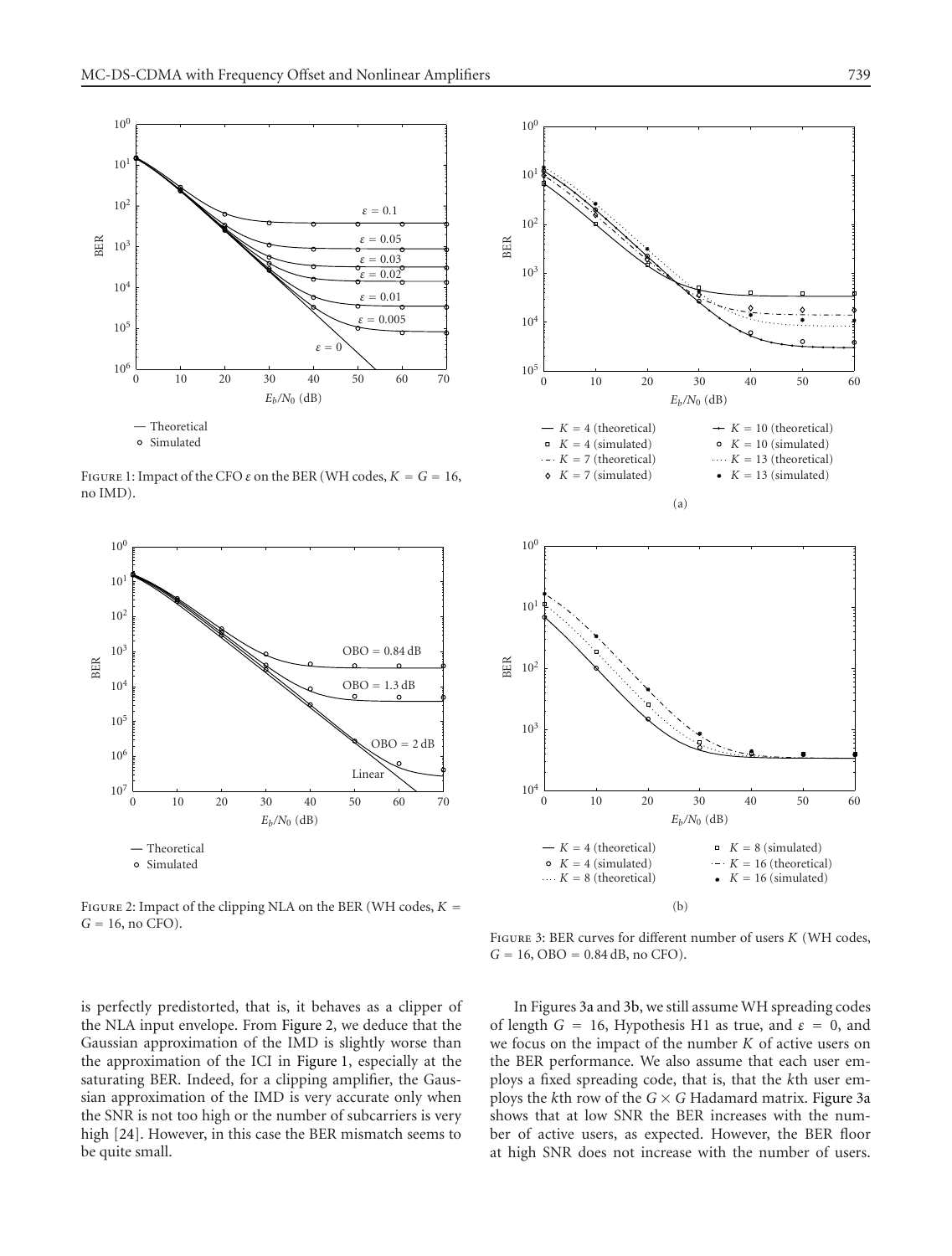Figure 1: Impact of the CFO $\varepsilon$ on the BER (WH codes, $K = G = 16$, no IMD).

Figure 2: Impact of the clipping NLA on the BER (WH codes, $K = G = 16$, no CFO).

Figure 3: BER curves for different number of users $K$ (WH codes, $G = 16$, OBO = 0.84 dB, no CFO).

is perfectly predistorted, that is, it behaves as a clipper of the NLA input envelope. From Figure 2, we deduce that the Gaussian approximation of the IMD is slightly worse than the approximation of the ICI in Figure 1, especially at the saturating BER. Indeed, for a clipping amplifier, the Gaussian approximation of the IMD is very accurate only when the SNR is not too high or the number of subcarriers is very high [24]. However, in this case the BER mismatch seems to be quite small.

In Figures 3a and 3b, we still assume WH spreading codes of length $G = 16$, Hypothesis H1 as true, and $\varepsilon = 0$, and we focus on the impact of the number $K$ of active users on the BER performance. We also assume that each user employs a fixed spreading code, that is, that the $k$th user employs the $k$th row of the $G \times G$ Hadamard matrix. Figure 3a shows that at low SNR the BER increases with the number of active users, as expected. However, the BER floor at high SNR does not increase with the number of users.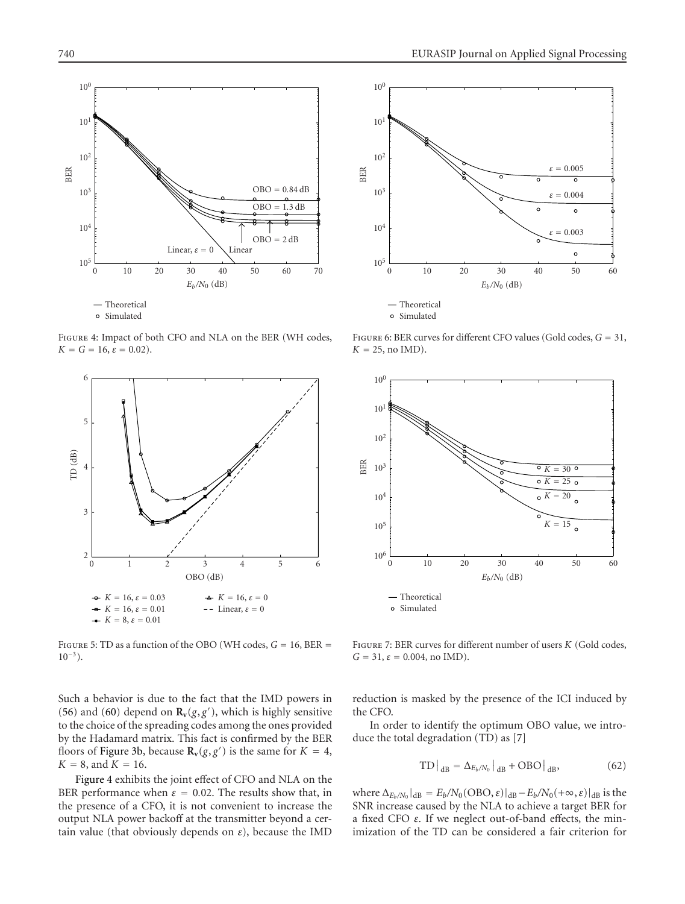Figure 4: Impact of both CFO and NLA on the BER (WH codes, $K = G = 16$, $\varepsilon = 0.02$).

Figure 5: TD as a function of the OBO (WH codes, $G = 16$, BER $= 10^{-3}$).

Figure 6: BER curves for different CFO values (Gold codes, $G = 31$, $K = 25$, no IMD).

Figure 7: BER curves for different number of users $K$ (Gold codes, $G = 31$, $\varepsilon = 0.004$, no IMD).

Such a behavior is due to the fact that the IMD powers in (56) and (60) depend on $\mathbf{R}_{\mathbf{v}}(g, g')$, which is highly sensitive to the choice of the spreading codes among the ones provided by the Hadamard matrix. This fact is confirmed by the BER floors of Figure 3b, because $\mathbf{R}_{\mathbf{v}}(g, g')$ is the same for $K = 4$, $K = 8$, and $K = 16$.

Figure 4 exhibits the joint effect of CFO and NLA on the BER performance when $\varepsilon = 0.02$. The results show that, in the presence of a CFO, it is not convenient to increase the output NLA power backoff at the transmitter beyond a certain value (that obviously depends on $\varepsilon$), because the IMD reduction is masked by the presence of the ICI induced by the CFO.

In order to identify the optimum OBO value, we introduce the total degradation (TD) as [7]

$$\mathrm{TD}\big|_{\mathrm{dB}} = \Delta_{E_b/N_0}\big|_{\mathrm{dB}} + \mathrm{OBO}\big|_{\mathrm{dB}}, \tag{62}$$

where $\Delta_{E_b/N_0}|_{\mathrm{dB}} = E_b/N_0(\mathrm{OBO}, \varepsilon)|_{\mathrm{dB}} - E_b/N_0(+\infty, \varepsilon)|_{\mathrm{dB}}$ is the SNR increase caused by the NLA to achieve a target BER for a fixed CFO $\varepsilon$. If we neglect out-of-band effects, the minimization of the TD can be considered a fair criterion for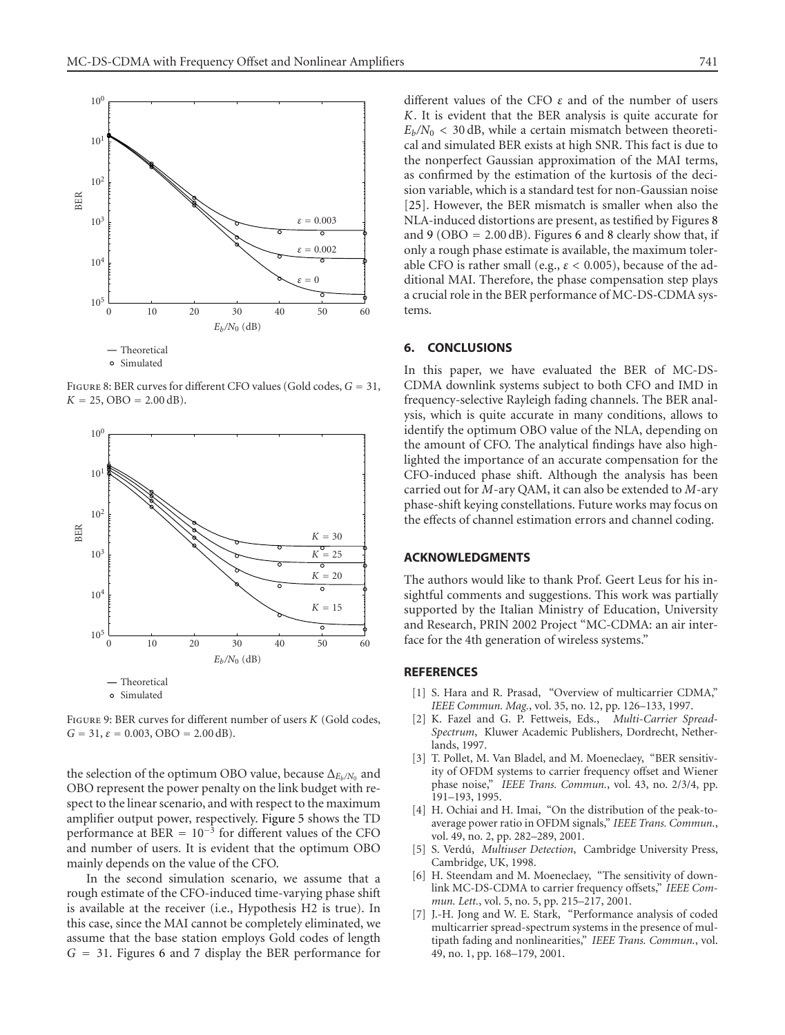Figure 8: BER curves for different CFO values (Gold codes, $G = 31$, $K = 25$, OBO $= 2.00$ dB).

Figure 9: BER curves for different number of users $K$ (Gold codes, $G = 31$, $\varepsilon = 0.003$, OBO $= 2.00$ dB).

the selection of the optimum OBO value, because $\Delta_{E_b/N_0}$ and OBO represent the power penalty on the link budget with respect to the linear scenario, and with respect to the maximum amplifier output power, respectively. Figure 5 shows the TD performance at BER $= 10^{-3}$ for different values of the CFO and number of users. It is evident that the optimum OBO mainly depends on the value of the CFO.

In the second simulation scenario, we assume that a rough estimate of the CFO-induced time-varying phase shift is available at the receiver (i.e., Hypothesis H2 is true). In this case, since the MAI cannot be completely eliminated, we assume that the base station employs Gold codes of length $G = 31$. Figures 6 and 7 display the BER performance for different values of the CFO $\varepsilon$ and of the number of users $K$. It is evident that the BER analysis is quite accurate for $E_b/N_0 < 30$ dB, while a certain mismatch between theoretical and simulated BER exists at high SNR. This fact is due to the nonperfect Gaussian approximation of the MAI terms, as confirmed by the estimation of the kurtosis of the decision variable, which is a standard test for non-Gaussian noise [25]. However, the BER mismatch is smaller when also the NLA-induced distortions are present, as testified by Figures 8 and 9 (OBO $= 2.00$ dB). Figures 6 and 8 clearly show that, if only a rough phase estimate is available, the maximum tolerable CFO is rather small (e.g., $\varepsilon < 0.005$), because of the additional MAI. Therefore, the phase compensation step plays a crucial role in the BER performance of MC-DS-CDMA systems.

## 6. CONCLUSIONS

In this paper, we have evaluated the BER of MC-DS-CDMA downlink systems subject to both CFO and IMD in frequency-selective Rayleigh fading channels. The BER analysis, which is quite accurate in many conditions, allows to identify the optimum OBO value of the NLA, depending on the amount of CFO. The analytical findings have also highlighted the importance of an accurate compensation for the CFO-induced phase shift. Although the analysis has been carried out for $M$-ary QAM, it can also be extended to $M$-ary phase-shift keying constellations. Future works may focus on the effects of channel estimation errors and channel coding.

## ACKNOWLEDGMENTS

The authors would like to thank Prof. Geert Leus for his insightful comments and suggestions. This work was partially supported by the Italian Ministry of Education, University and Research, PRIN 2002 Project "MC-CDMA: an air interface for the 4th generation of wireless systems."

## REFERENCES

[1] S. Hara and R. Prasad, "Overview of multicarrier CDMA," *IEEE Commun. Mag.*, vol. 35, no. 12, pp. 126–133, 1997.

[2] K. Fazel and G. P. Fettweis, Eds., *Multi-Carrier Spread-Spectrum*, Kluwer Academic Publishers, Dordrecht, Netherlands, 1997.

[3] T. Pollet, M. Van Bladel, and M. Moeneclaey, "BER sensitivity of OFDM systems to carrier frequency offset and Wiener phase noise," *IEEE Trans. Commun.*, vol. 43, no. 2/3/4, pp. 191–193, 1995.

[4] H. Ochiai and H. Imai, "On the distribution of the peak-to-average power ratio in OFDM signals," *IEEE Trans. Commun.*, vol. 49, no. 2, pp. 282–289, 2001.

[5] S. Verdú, *Multiuser Detection*, Cambridge University Press, Cambridge, UK, 1998.

[6] H. Steendam and M. Moeneclaey, "The sensitivity of downlink MC-DS-CDMA to carrier frequency offsets," *IEEE Commun. Lett.*, vol. 5, no. 5, pp. 215–217, 2001.

[7] J.-H. Jong and W. E. Stark, "Performance analysis of coded multicarrier spread-spectrum systems in the presence of multipath fading and nonlinearities," *IEEE Trans. Commun.*, vol. 49, no. 1, pp. 168–179, 2001.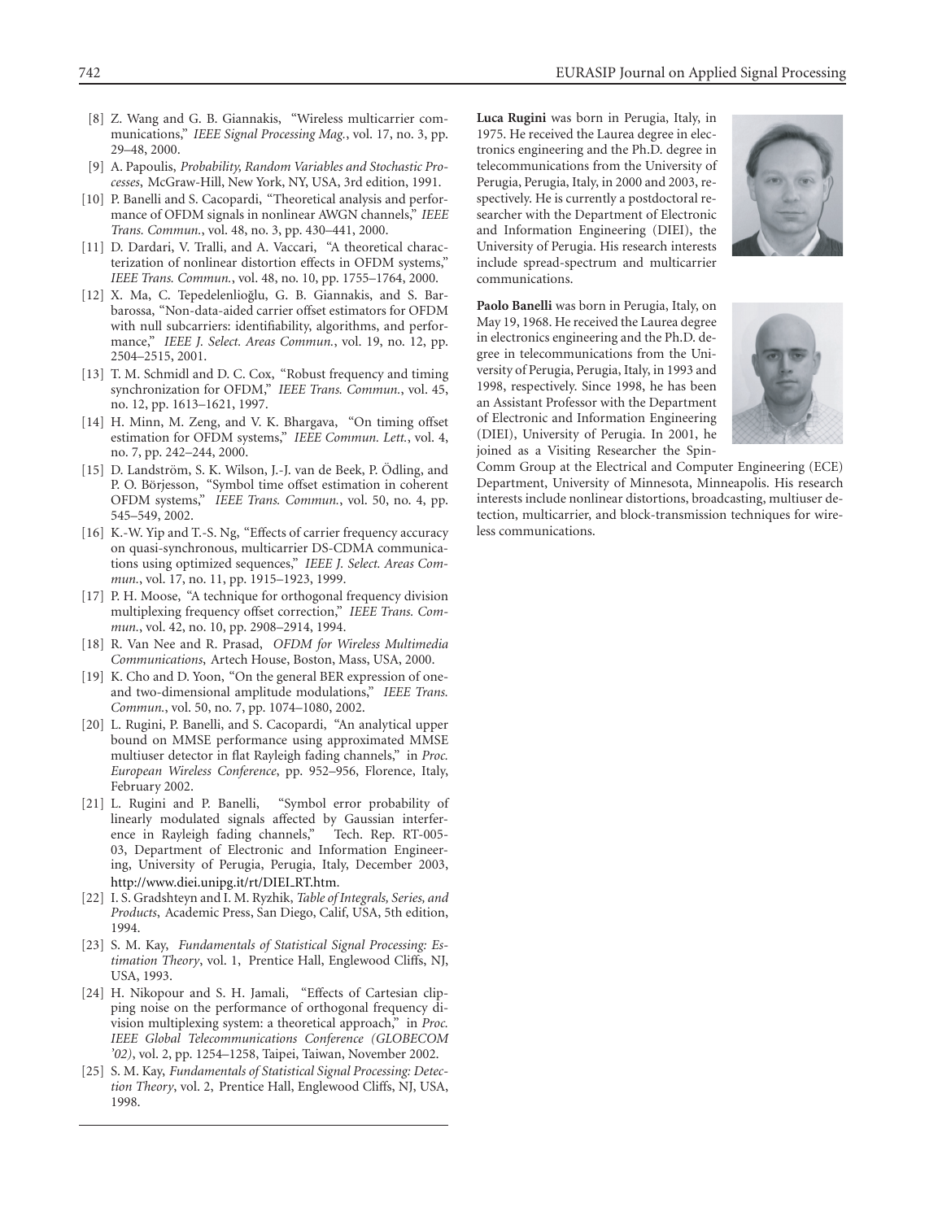[8] Z. Wang and G. B. Giannakis, "Wireless multicarrier communications," *IEEE Signal Processing Mag.*, vol. 17, no. 3, pp. 29–48, 2000.

[9] A. Papoulis, *Probability, Random Variables and Stochastic Processes*, McGraw-Hill, New York, NY, USA, 3rd edition, 1991.

[10] P. Banelli and S. Cacopardi, "Theoretical analysis and performance of OFDM signals in nonlinear AWGN channels," *IEEE Trans. Commun.*, vol. 48, no. 3, pp. 430–441, 2000.

[11] D. Dardari, V. Tralli, and A. Vaccari, "A theoretical characterization of nonlinear distortion effects in OFDM systems," *IEEE Trans. Commun.*, vol. 48, no. 10, pp. 1755–1764, 2000.

[12] X. Ma, C. Tepedelenlioğlu, G. B. Giannakis, and S. Barbarossa, "Non-data-aided carrier offset estimators for OFDM with null subcarriers: identifiability, algorithms, and performance," *IEEE J. Select. Areas Commun.*, vol. 19, no. 12, pp. 2504–2515, 2001.

[13] T. M. Schmidl and D. C. Cox, "Robust frequency and timing synchronization for OFDM," *IEEE Trans. Commun.*, vol. 45, no. 12, pp. 1613–1621, 1997.

[14] H. Minn, M. Zeng, and V. K. Bhargava, "On timing offset estimation for OFDM systems," *IEEE Commun. Lett.*, vol. 4, no. 7, pp. 242–244, 2000.

[15] D. Landström, S. K. Wilson, J.-J. van de Beek, P. Ödling, and P. O. Börjesson, "Symbol time offset estimation in coherent OFDM systems," *IEEE Trans. Commun.*, vol. 50, no. 4, pp. 545–549, 2002.

[16] K.-W. Yip and T.-S. Ng, "Effects of carrier frequency accuracy on quasi-synchronous, multicarrier DS-CDMA communications using optimized sequences," *IEEE J. Select. Areas Commun.*, vol. 17, no. 11, pp. 1915–1923, 1999.

[17] P. H. Moose, "A technique for orthogonal frequency division multiplexing frequency offset correction," *IEEE Trans. Commun.*, vol. 42, no. 10, pp. 2908–2914, 1994.

[18] R. Van Nee and R. Prasad, *OFDM for Wireless Multimedia Communications*, Artech House, Boston, Mass, USA, 2000.

[19] K. Cho and D. Yoon, "On the general BER expression of one- and two-dimensional amplitude modulations," *IEEE Trans. Commun.*, vol. 50, no. 7, pp. 1074–1080, 2002.

[20] L. Rugini, P. Banelli, and S. Cacopardi, "An analytical upper bound on MMSE performance using approximated MMSE multiuser detector in flat Rayleigh fading channels," in *Proc. European Wireless Conference*, pp. 952–956, Florence, Italy, February 2002.

[21] L. Rugini and P. Banelli, "Symbol error probability of linearly modulated signals affected by Gaussian interference in Rayleigh fading channels," Tech. Rep. RT-005-03, Department of Electronic and Information Engineering, University of Perugia, Perugia, Italy, December 2003, http://www.diei.unipg.it/rt/DIEI_RT.htm.

[22] I. S. Gradshteyn and I. M. Ryzhik, *Table of Integrals, Series, and Products*, Academic Press, San Diego, Calif, USA, 5th edition, 1994.

[23] S. M. Kay, *Fundamentals of Statistical Signal Processing: Estimation Theory*, vol. 1, Prentice Hall, Englewood Cliffs, NJ, USA, 1993.

[24] H. Nikopour and S. H. Jamali, "Effects of Cartesian clipping noise on the performance of orthogonal frequency division multiplexing system: a theoretical approach," in *Proc. IEEE Global Telecommunications Conference (GLOBECOM '02)*, vol. 2, pp. 1254–1258, Taipei, Taiwan, November 2002.

[25] S. M. Kay, *Fundamentals of Statistical Signal Processing: Detection Theory*, vol. 2, Prentice Hall, Englewood Cliffs, NJ, USA, 1998.

**Luca Rugini** was born in Perugia, Italy, in 1975. He received the Laurea degree in electronics engineering and the Ph.D. degree in telecommunications from the University of Perugia, Perugia, Italy, in 2000 and 2003, respectively. He is currently a postdoctoral researcher with the Department of Electronic and Information Engineering (DIEI), the University of Perugia. His research interests include spread-spectrum and multicarrier communications.

**Paolo Banelli** was born in Perugia, Italy, on May 19, 1968. He received the Laurea degree in electronics engineering and the Ph.D. degree in telecommunications from the University of Perugia, Perugia, Italy, in 1993 and 1998, respectively. Since 1998, he has been an Assistant Professor with the Department of Electronic and Information Engineering (DIEI), University of Perugia. In 2001, he joined as a Visiting Researcher the SpinComm Group at the Electrical and Computer Engineering (ECE) Department, University of Minnesota, Minneapolis. His research interests include nonlinear distortions, broadcasting, multiuser detection, multicarrier, and block-transmission techniques for wireless communications.